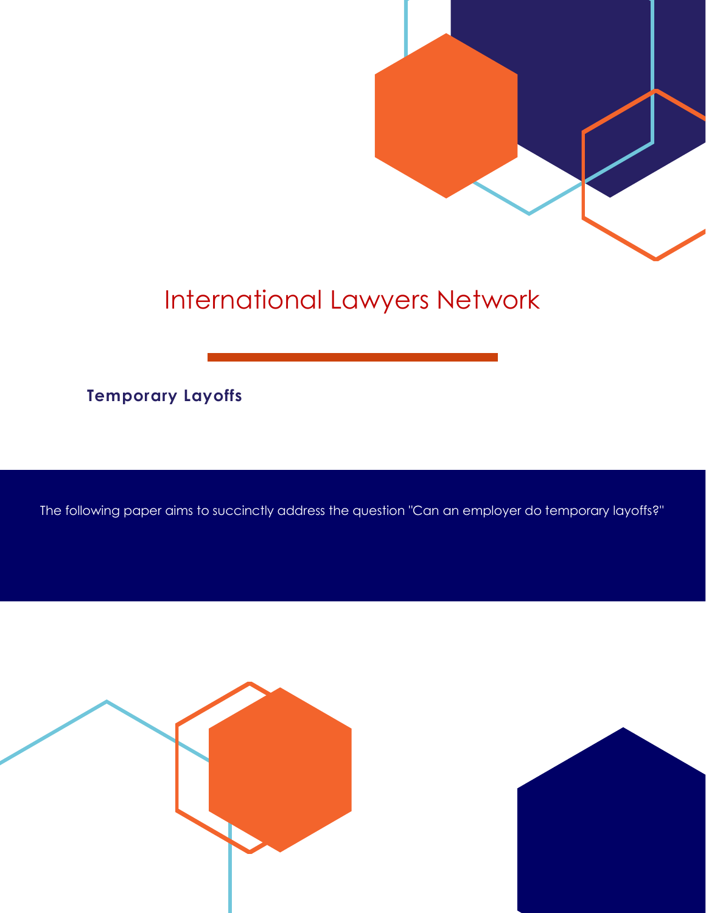# International Lawyers Network

## Temporary Layoffs

The following paper aims to succinctly address the question "Can an employer do temporary layoffs?"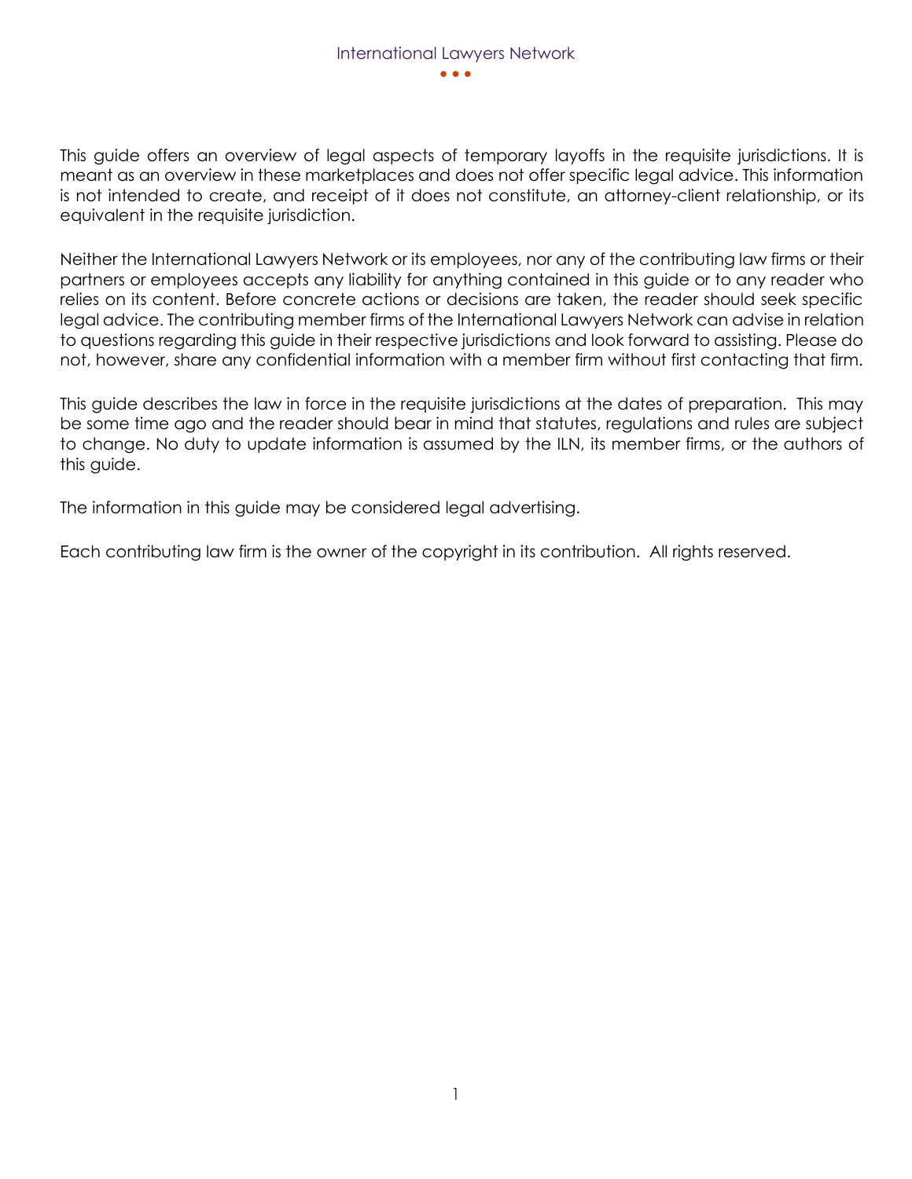This guide offers an overview of legal aspects of temporary layoffs in the requisite jurisdictions. It is meant as an overview in these marketplaces and does not offer specific legal advice. This information is not intended to create, and receipt of it does not constitute, an attorney-client relationship, or its equivalent in the requisite jurisdiction.

Neither the International Lawyers Network or its employees, nor any of the contributing law firms or their partners or employees accepts any liability for anything contained in this guide or to any reader who relies on its content. Before concrete actions or decisions are taken, the reader should seek specific legal advice. The contributing member firms of the International Lawyers Network can advise in relation to questions regarding this guide in their respective jurisdictions and look forward to assisting. Please do not, however, share any confidential information with a member firm without first contacting that firm.

This guide describes the law in force in the requisite jurisdictions at the dates of preparation. This may be some time ago and the reader should bear in mind that statutes, regulations and rules are subject to change. No duty to update information is assumed by the ILN, its member firms, or the authors of this guide.

The information in this guide may be considered legal advertising.

Each contributing law firm is the owner of the copyright in its contribution. All rights reserved.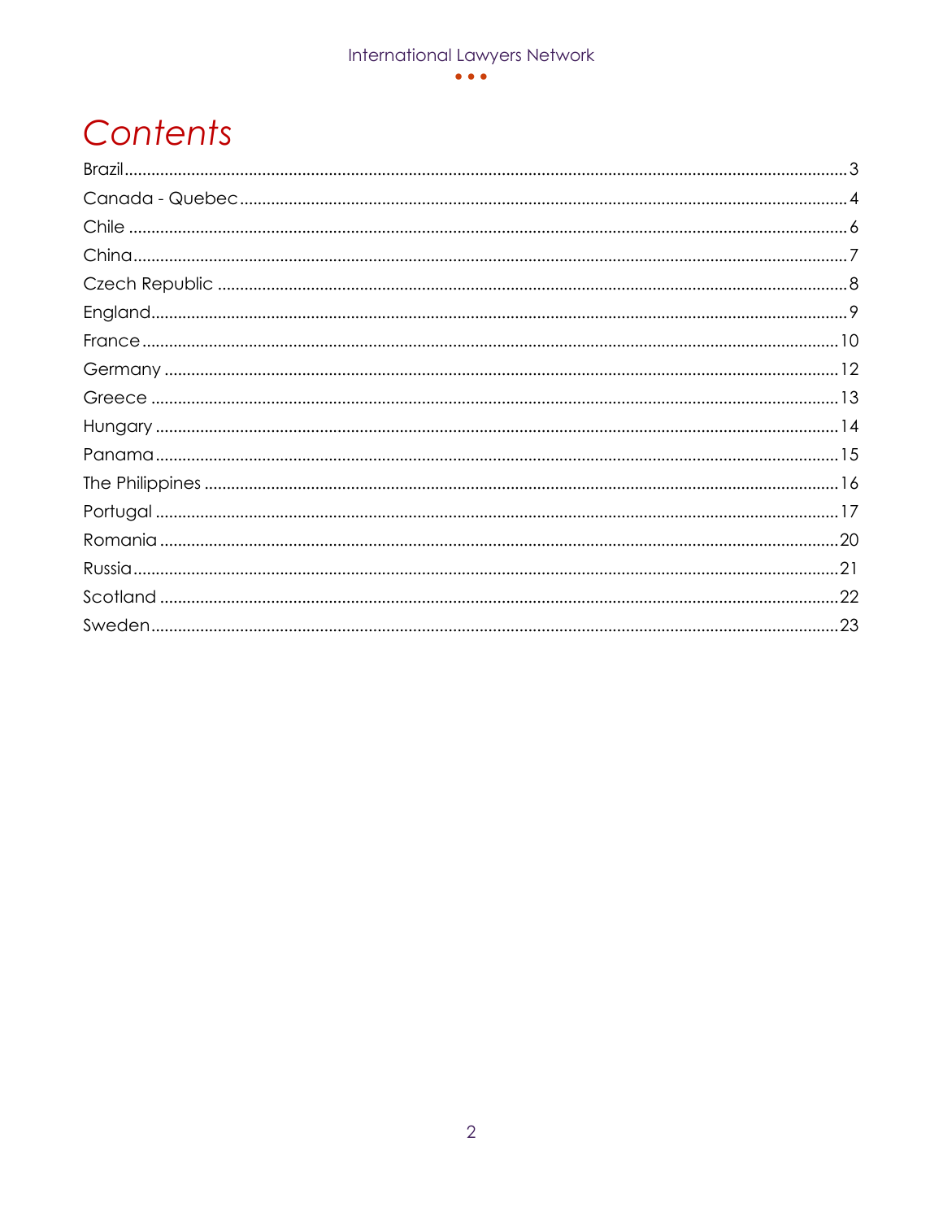# Contents

Brazil ........................................................................................................................................ 3
Canada - Quebec ........................................................................................................................ 4
Chile ........................................................................................................................................ 6
China ........................................................................................................................................ 7
Czech Republic ........................................................................................................................... 8
England ..................................................................................................................................... 9
France ...................................................................................................................................... 10
Germany .................................................................................................................................. 12
Greece ..................................................................................................................................... 13
Hungary ................................................................................................................................... 14
Panama ................................................................................................................................... 15
The Philippines ........................................................................................................................ 16
Portugal ................................................................................................................................... 17
Romania ................................................................................................................................... 20
Russia ...................................................................................................................................... 21
Scotland ................................................................................................................................... 22
Sweden .................................................................................................................................... 23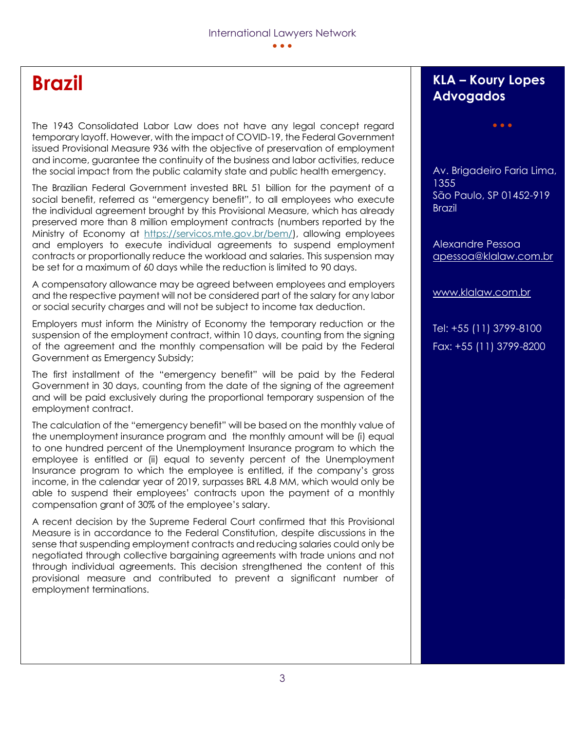# Brazil

The 1943 Consolidated Labor Law does not have any legal concept regard temporary layoff. However, with the impact of COVID-19, the Federal Government issued Provisional Measure 936 with the objective of preservation of employment and income, guarantee the continuity of the business and labor activities, reduce the social impact from the public calamity state and public health emergency.

The Brazilian Federal Government invested BRL 51 billion for the payment of a social benefit, referred as "emergency benefit", to all employees who execute the individual agreement brought by this Provisional Measure, which has already preserved more than 8 million employment contracts (numbers reported by the Ministry of Economy at https://servicos.mte.gov.br/bem/), allowing employees and employers to execute individual agreements to suspend employment contracts or proportionally reduce the workload and salaries. This suspension may be set for a maximum of 60 days while the reduction is limited to 90 days.

A compensatory allowance may be agreed between employees and employers and the respective payment will not be considered part of the salary for any labor or social security charges and will not be subject to income tax deduction.

Employers must inform the Ministry of Economy the temporary reduction or the suspension of the employment contract, within 10 days, counting from the signing of the agreement and the monthly compensation will be paid by the Federal Government as Emergency Subsidy;

The first installment of the "emergency benefit" will be paid by the Federal Government in 30 days, counting from the date of the signing of the agreement and will be paid exclusively during the proportional temporary suspension of the employment contract.

The calculation of the "emergency benefit" will be based on the monthly value of the unemployment insurance program and the monthly amount will be (i) equal to one hundred percent of the Unemployment Insurance program to which the employee is entitled or (ii) equal to seventy percent of the Unemployment Insurance program to which the employee is entitled, if the company's gross income, in the calendar year of 2019, surpasses BRL 4.8 MM, which would only be able to suspend their employees' contracts upon the payment of a monthly compensation grant of 30% of the employee's salary.

A recent decision by the Supreme Federal Court confirmed that this Provisional Measure is in accordance to the Federal Constitution, despite discussions in the sense that suspending employment contracts and reducing salaries could only be negotiated through collective bargaining agreements with trade unions and not through individual agreements. This decision strengthened the content of this provisional measure and contributed to prevent a significant number of employment terminations.

## KLA – Koury Lopes Advogados

Av. Brigadeiro Faria Lima, 1355
São Paulo, SP 01452-919
Brazil

Alexandre Pessoa
apessoa@klalaw.com.br

www.klalaw.com.br

Tel: +55 (11) 3799-8100
Fax: +55 (11) 3799-8200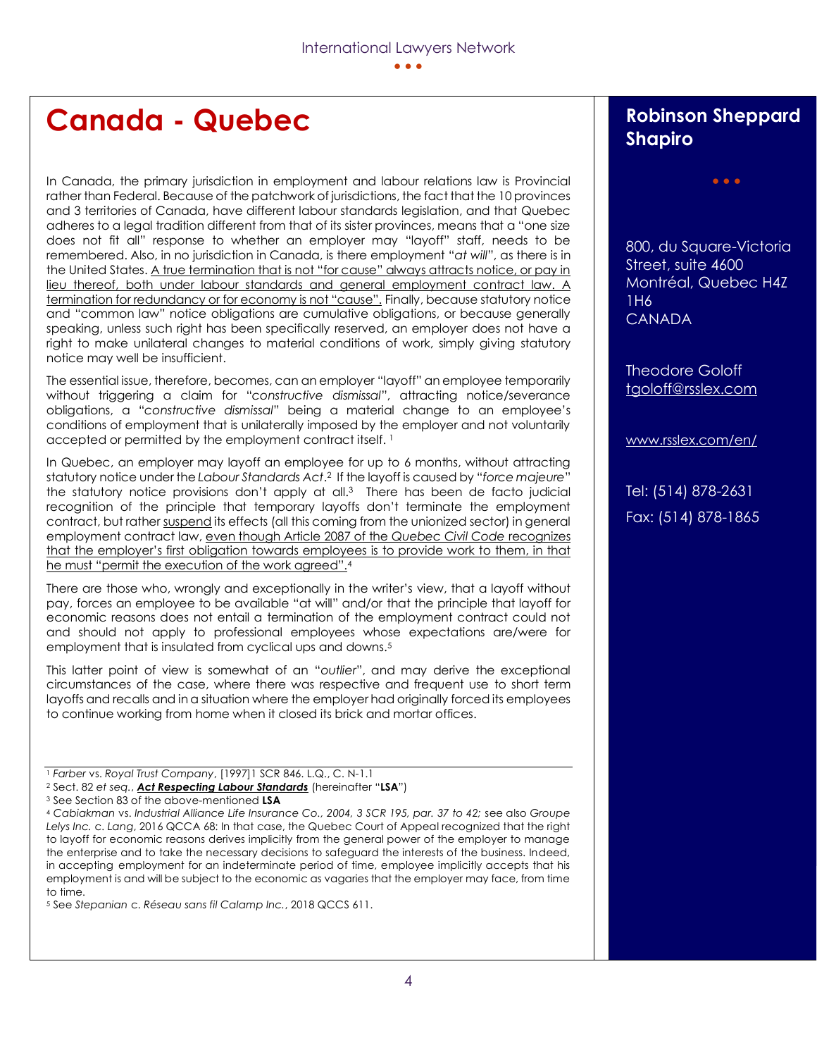# Canada - Quebec

In Canada, the primary jurisdiction in employment and labour relations law is Provincial rather than Federal. Because of the patchwork of jurisdictions, the fact that the 10 provinces and 3 territories of Canada, have different labour standards legislation, and that Quebec adheres to a legal tradition different from that of its sister provinces, means that a "one size does not fit all" response to whether an employer may "layoff" staff, needs to be remembered. Also, in no jurisdiction in Canada, is there employment "*at will*", as there is in the United States. A true termination that is not "for cause" always attracts notice, or pay in lieu thereof, both under labour standards and general employment contract law. A termination for redundancy or for economy is not "cause". Finally, because statutory notice and "common law" notice obligations are cumulative obligations, or because generally speaking, unless such right has been specifically reserved, an employer does not have a right to make unilateral changes to material conditions of work, simply giving statutory notice may well be insufficient.

The essential issue, therefore, becomes, can an employer "layoff" an employee temporarily without triggering a claim for "*constructive dismissal*", attracting notice/severance obligations, a "*constructive dismissal*" being a material change to an employee's conditions of employment that is unilaterally imposed by the employer and not voluntarily accepted or permitted by the employment contract itself. [1]

In Quebec, an employer may layoff an employee for up to 6 months, without attracting statutory notice under the *Labour Standards Act*.[2] If the layoff is caused by "*force majeure*" the statutory notice provisions don't apply at all.[3] There has been de facto judicial recognition of the principle that temporary layoffs don't terminate the employment contract, but rather suspend its effects (all this coming from the unionized sector) in general employment contract law, even though Article 2087 of the *Quebec Civil Code* recognizes that the employer's first obligation towards employees is to provide work to them, in that he must "permit the execution of the work agreed".[4]

There are those who, wrongly and exceptionally in the writer's view, that a layoff without pay, forces an employee to be available "at will" and/or that the principle that layoff for economic reasons does not entail a termination of the employment contract could not and should not apply to professional employees whose expectations are/were for employment that is insulated from cyclical ups and downs.[5]

This latter point of view is somewhat of an "*outlier*", and may derive the exceptional circumstances of the case, where there was respective and frequent use to short term layoffs and recalls and in a situation where the employer had originally forced its employees to continue working from home when it closed its brick and mortar offices.

---

[1] *Farber* vs. *Royal Trust Company*, [1997]1 SCR 846. L.Q., C. N-1.1

[2] Sect. 82 *et seq.*, ***Act Respecting Labour Standards*** (hereinafter "**LSA**")

[3] See Section 83 of the above-mentioned **LSA**

[4] *Cabiakman* vs. *Industrial Alliance Life Insurance Co., 2004, 3 SCR 195, par. 37 to 42;* see also *Groupe Lelys Inc.* c. *Lang*, 2016 QCCA 68: In that case, the Quebec Court of Appeal recognized that the right to layoff for economic reasons derives implicitly from the general power of the employer to manage the enterprise and to take the necessary decisions to safeguard the interests of the business. Indeed, in accepting employment for an indeterminate period of time, employee implicitly accepts that his employment is and will be subject to the economic as vagaries that the employer may face, from time to time.

[5] See *Stepanian* c. *Réseau sans fil Calamp Inc.*, 2018 QCCS 611.

## Robinson Sheppard Shapiro

800, du Square-Victoria Street, suite 4600
Montréal, Quebec H4Z 1H6
CANADA

Theodore Goloff
tgoloff@rsslex.com

www.rsslex.com/en/

Tel: (514) 878-2631

Fax: (514) 878-1865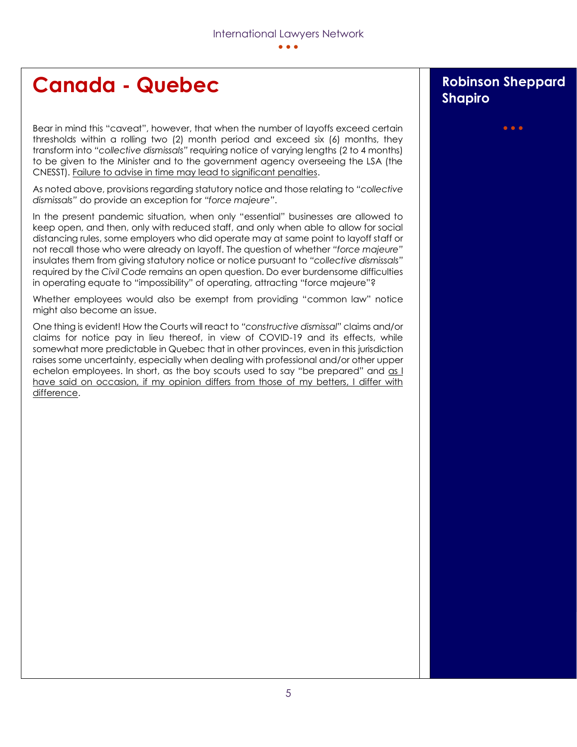# Canada - Quebec

## Robinson Sheppard Shapiro

Bear in mind this "caveat", however, that when the number of layoffs exceed certain thresholds within a rolling two (2) month period and exceed six (6) months, they transform into *"collective dismissals"* requiring notice of varying lengths (2 to 4 months) to be given to the Minister and to the government agency overseeing the LSA (the CNESST). <u>Failure to advise in time may lead to significant penalties</u>.

As noted above, provisions regarding statutory notice and those relating to *"collective dismissals"* do provide an exception for *"force majeure"*.

In the present pandemic situation, when only "essential" businesses are allowed to keep open, and then, only with reduced staff, and only when able to allow for social distancing rules, some employers who did operate may at same point to layoff staff or not recall those who were already on layoff. The question of whether *"force majeure"* insulates them from giving statutory notice or notice pursuant to *"collective dismissals"* required by the *Civil Code* remains an open question. Do ever burdensome difficulties in operating equate to "impossibility" of operating, attracting "force majeure"?

Whether employees would also be exempt from providing "common law" notice might also become an issue.

One thing is evident! How the Courts will react to *"constructive dismissal"* claims and/or claims for notice pay in lieu thereof, in view of COVID-19 and its effects, while somewhat more predictable in Quebec that in other provinces, even in this jurisdiction raises some uncertainty, especially when dealing with professional and/or other upper echelon employees. In short, as the boy scouts used to say "be prepared" and <u>as I have said on occasion, if my opinion differs from those of my betters, I differ with difference</u>.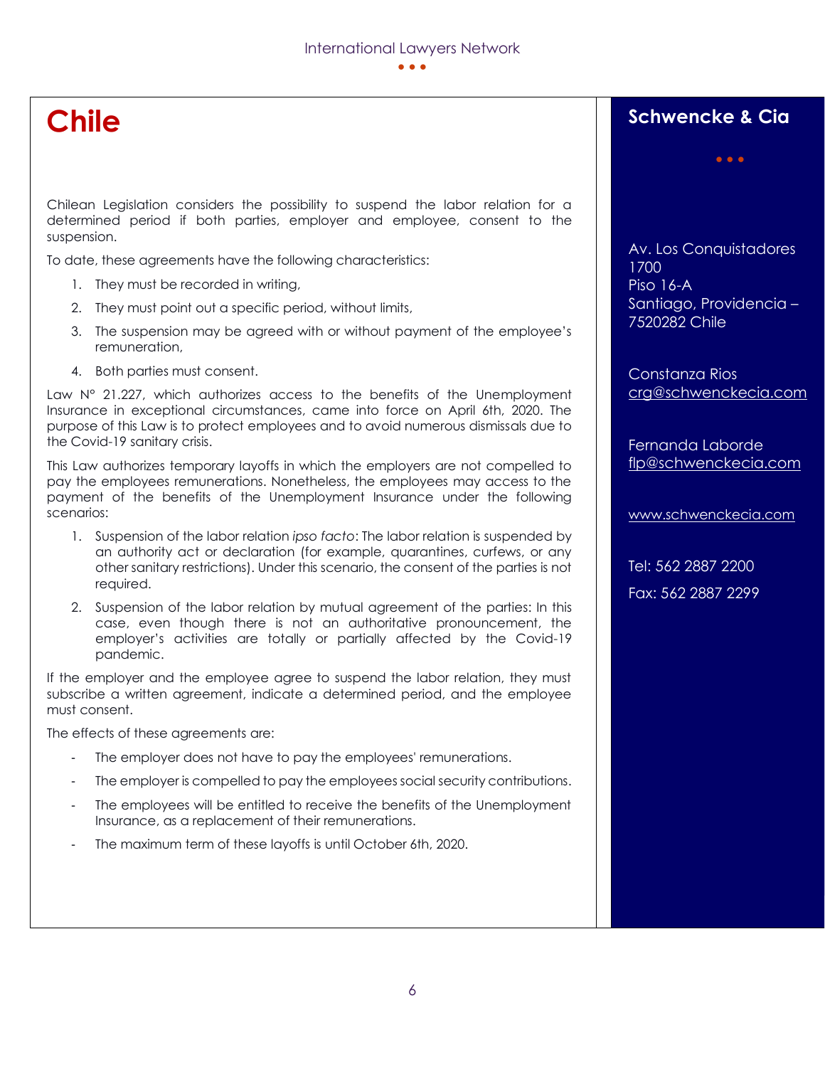# Chile

Chilean Legislation considers the possibility to suspend the labor relation for a determined period if both parties, employer and employee, consent to the suspension.

To date, these agreements have the following characteristics:

1. They must be recorded in writing,
2. They must point out a specific period, without limits,
3. The suspension may be agreed with or without payment of the employee's remuneration,
4. Both parties must consent.

Law N° 21.227, which authorizes access to the benefits of the Unemployment Insurance in exceptional circumstances, came into force on April 6th, 2020. The purpose of this Law is to protect employees and to avoid numerous dismissals due to the Covid-19 sanitary crisis.

This Law authorizes temporary layoffs in which the employers are not compelled to pay the employees remunerations. Nonetheless, the employees may access to the payment of the benefits of the Unemployment Insurance under the following scenarios:

1. Suspension of the labor relation *ipso facto*: The labor relation is suspended by an authority act or declaration (for example, quarantines, curfews, or any other sanitary restrictions). Under this scenario, the consent of the parties is not required.
2. Suspension of the labor relation by mutual agreement of the parties: In this case, even though there is not an authoritative pronouncement, the employer's activities are totally or partially affected by the Covid-19 pandemic.

If the employer and the employee agree to suspend the labor relation, they must subscribe a written agreement, indicate a determined period, and the employee must consent.

The effects of these agreements are:

- The employer does not have to pay the employees' remunerations.
- The employer is compelled to pay the employees social security contributions.
- The employees will be entitled to receive the benefits of the Unemployment Insurance, as a replacement of their remunerations.
- The maximum term of these layoffs is until October 6th, 2020.

## Schwencke & Cia

Av. Los Conquistadores 1700
Piso 16-A
Santiago, Providencia – 7520282 Chile

Constanza Rios
crg@schwenckecia.com

Fernanda Laborde
flp@schwenckecia.com

www.schwenckecia.com

Tel: 562 2887 2200

Fax: 562 2887 2299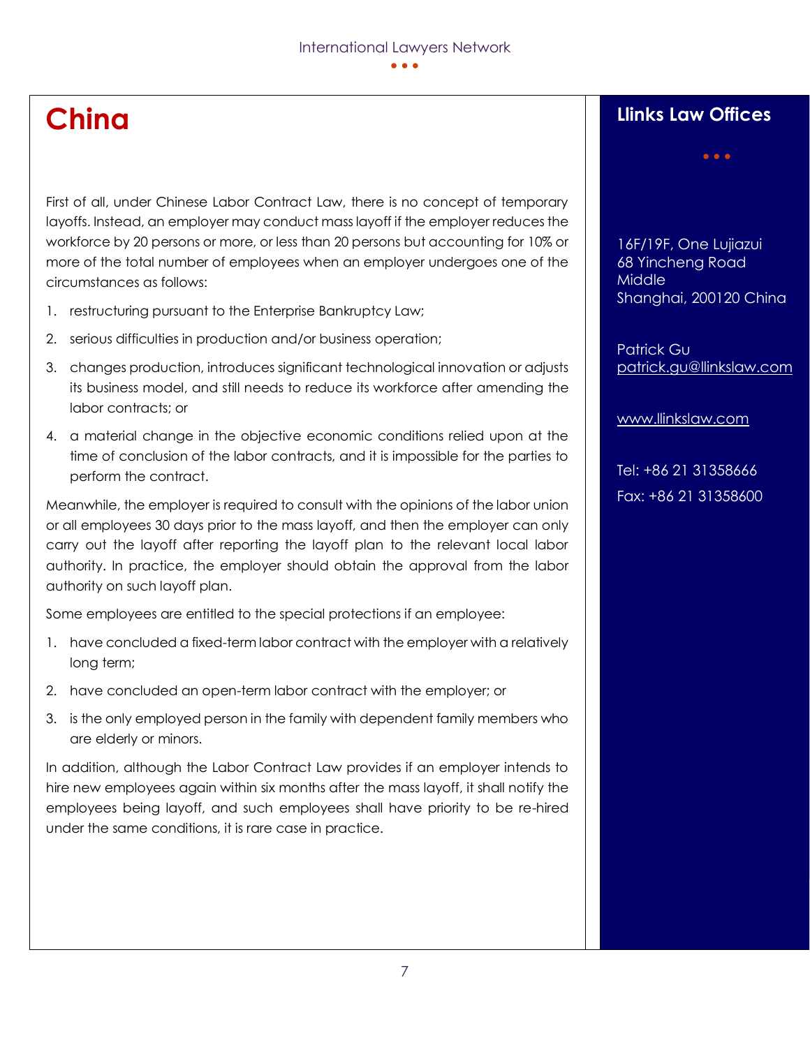# China

First of all, under Chinese Labor Contract Law, there is no concept of temporary layoffs. Instead, an employer may conduct mass layoff if the employer reduces the workforce by 20 persons or more, or less than 20 persons but accounting for 10% or more of the total number of employees when an employer undergoes one of the circumstances as follows:

1. restructuring pursuant to the Enterprise Bankruptcy Law;
2. serious difficulties in production and/or business operation;
3. changes production, introduces significant technological innovation or adjusts its business model, and still needs to reduce its workforce after amending the labor contracts; or
4. a material change in the objective economic conditions relied upon at the time of conclusion of the labor contracts, and it is impossible for the parties to perform the contract.

Meanwhile, the employer is required to consult with the opinions of the labor union or all employees 30 days prior to the mass layoff, and then the employer can only carry out the layoff after reporting the layoff plan to the relevant local labor authority. In practice, the employer should obtain the approval from the labor authority on such layoff plan.

Some employees are entitled to the special protections if an employee:

1. have concluded a fixed-term labor contract with the employer with a relatively long term;
2. have concluded an open-term labor contract with the employer; or
3. is the only employed person in the family with dependent family members who are elderly or minors.

In addition, although the Labor Contract Law provides if an employer intends to hire new employees again within six months after the mass layoff, it shall notify the employees being layoff, and such employees shall have priority to be re-hired under the same conditions, it is rare case in practice.

## Llinks Law Offices

16F/19F, One Lujiazui
68 Yincheng Road Middle
Shanghai, 200120 China

Patrick Gu
patrick.gu@llinkslaw.com

www.llinkslaw.com

Tel: +86 21 31358666
Fax: +86 21 31358600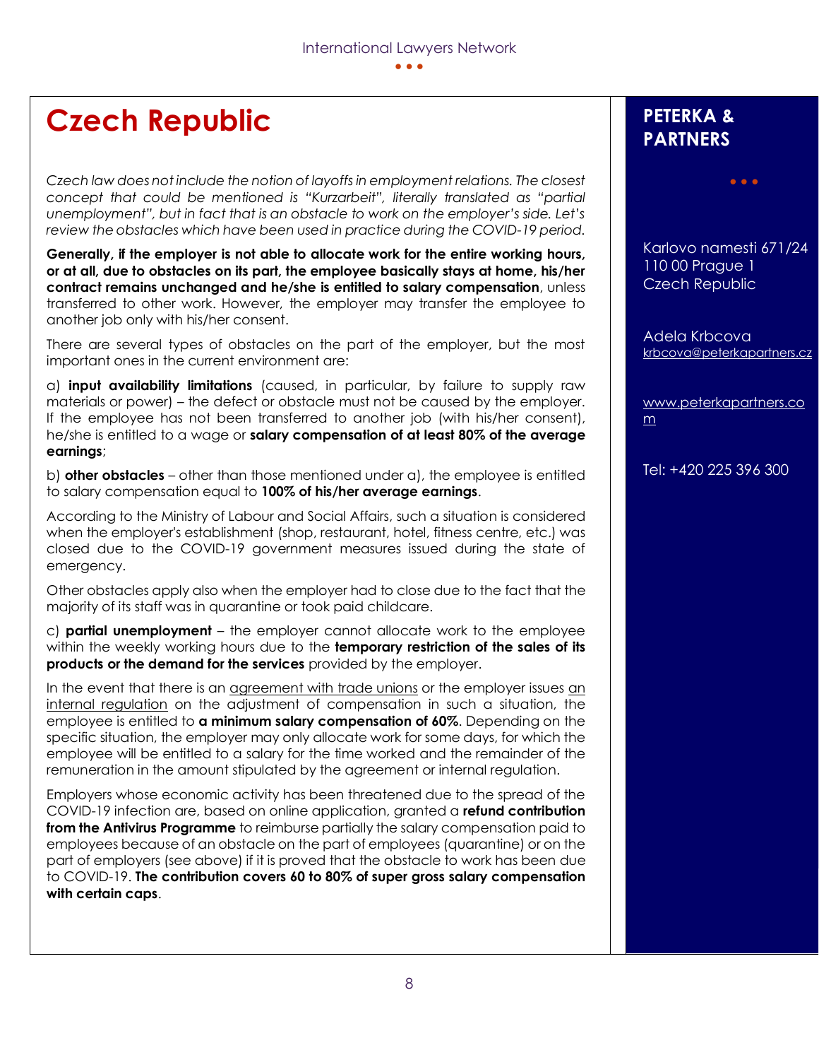# Czech Republic

*Czech law does not include the notion of layoffs in employment relations. The closest concept that could be mentioned is "Kurzarbeit", literally translated as "partial unemployment", but in fact that is an obstacle to work on the employer's side. Let's review the obstacles which have been used in practice during the COVID-19 period.*

**Generally, if the employer is not able to allocate work for the entire working hours, or at all, due to obstacles on its part, the employee basically stays at home, his/her contract remains unchanged and he/she is entitled to salary compensation**, unless transferred to other work. However, the employer may transfer the employee to another job only with his/her consent.

There are several types of obstacles on the part of the employer, but the most important ones in the current environment are:

a) **input availability limitations** (caused, in particular, by failure to supply raw materials or power) – the defect or obstacle must not be caused by the employer. If the employee has not been transferred to another job (with his/her consent), he/she is entitled to a wage or **salary compensation of at least 80% of the average earnings**;

b) **other obstacles** – other than those mentioned under a), the employee is entitled to salary compensation equal to **100% of his/her average earnings**.

According to the Ministry of Labour and Social Affairs, such a situation is considered when the employer's establishment (shop, restaurant, hotel, fitness centre, etc.) was closed due to the COVID-19 government measures issued during the state of emergency.

Other obstacles apply also when the employer had to close due to the fact that the majority of its staff was in quarantine or took paid childcare.

c) **partial unemployment** – the employer cannot allocate work to the employee within the weekly working hours due to the **temporary restriction of the sales of its products or the demand for the services** provided by the employer.

In the event that there is an agreement with trade unions or the employer issues an internal regulation on the adjustment of compensation in such a situation, the employee is entitled to **a minimum salary compensation of 60%**. Depending on the specific situation, the employer may only allocate work for some days, for which the employee will be entitled to a salary for the time worked and the remainder of the remuneration in the amount stipulated by the agreement or internal regulation.

Employers whose economic activity has been threatened due to the spread of the COVID-19 infection are, based on online application, granted a **refund contribution from the Antivirus Programme** to reimburse partially the salary compensation paid to employees because of an obstacle on the part of employees (quarantine) or on the part of employers (see above) if it is proved that the obstacle to work has been due to COVID-19. **The contribution covers 60 to 80% of super gross salary compensation with certain caps**.

**PETERKA & PARTNERS**

Karlovo namesti 671/24
110 00 Prague 1
Czech Republic

Adela Krbcova
krbcova@peterkapartners.cz

www.peterkapartners.com

Tel: +420 225 396 300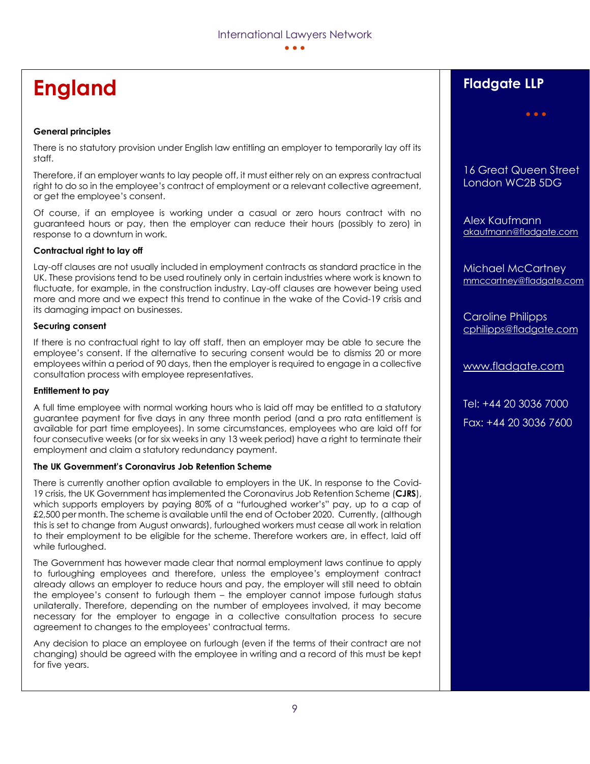# England

### General principles

There is no statutory provision under English law entitling an employer to temporarily lay off its staff.

Therefore, if an employer wants to lay people off, it must either rely on an express contractual right to do so in the employee's contract of employment or a relevant collective agreement, or get the employee's consent.

Of course, if an employee is working under a casual or zero hours contract with no guaranteed hours or pay, then the employer can reduce their hours (possibly to zero) in response to a downturn in work.

### Contractual right to lay off

Lay-off clauses are not usually included in employment contracts as standard practice in the UK. These provisions tend to be used routinely only in certain industries where work is known to fluctuate, for example, in the construction industry. Lay-off clauses are however being used more and more and we expect this trend to continue in the wake of the Covid-19 crisis and its damaging impact on businesses.

### Securing consent

If there is no contractual right to lay off staff, then an employer may be able to secure the employee's consent. If the alternative to securing consent would be to dismiss 20 or more employees within a period of 90 days, then the employer is required to engage in a collective consultation process with employee representatives.

### Entitlement to pay

A full time employee with normal working hours who is laid off may be entitled to a statutory guarantee payment for five days in any three month period (and a pro rata entitlement is available for part time employees). In some circumstances, employees who are laid off for four consecutive weeks (or for six weeks in any 13 week period) have a right to terminate their employment and claim a statutory redundancy payment.

### The UK Government's Coronavirus Job Retention Scheme

There is currently another option available to employers in the UK. In response to the Covid-19 crisis, the UK Government has implemented the Coronavirus Job Retention Scheme (**CJRS**), which supports employers by paying 80% of a "furloughed worker's" pay, up to a cap of £2,500 per month. The scheme is available until the end of October 2020. Currently, (although this is set to change from August onwards), furloughed workers must cease all work in relation to their employment to be eligible for the scheme. Therefore workers are, in effect, laid off while furloughed.

The Government has however made clear that normal employment laws continue to apply to furloughing employees and therefore, unless the employee's employment contract already allows an employer to reduce hours and pay, the employer will still need to obtain the employee's consent to furlough them – the employer cannot impose furlough status unilaterally. Therefore, depending on the number of employees involved, it may become necessary for the employer to engage in a collective consultation process to secure agreement to changes to the employees' contractual terms.

Any decision to place an employee on furlough (even if the terms of their contract are not changing) should be agreed with the employee in writing and a record of this must be kept for five years.

## Fladgate LLP

16 Great Queen Street
London WC2B 5DG

Alex Kaufmann
akaufmann@fladgate.com

Michael McCartney
mmccartney@fladgate.com

Caroline Philipps
cphilipps@fladgate.com

www.fladgate.com

Tel: +44 20 3036 7000

Fax: +44 20 3036 7600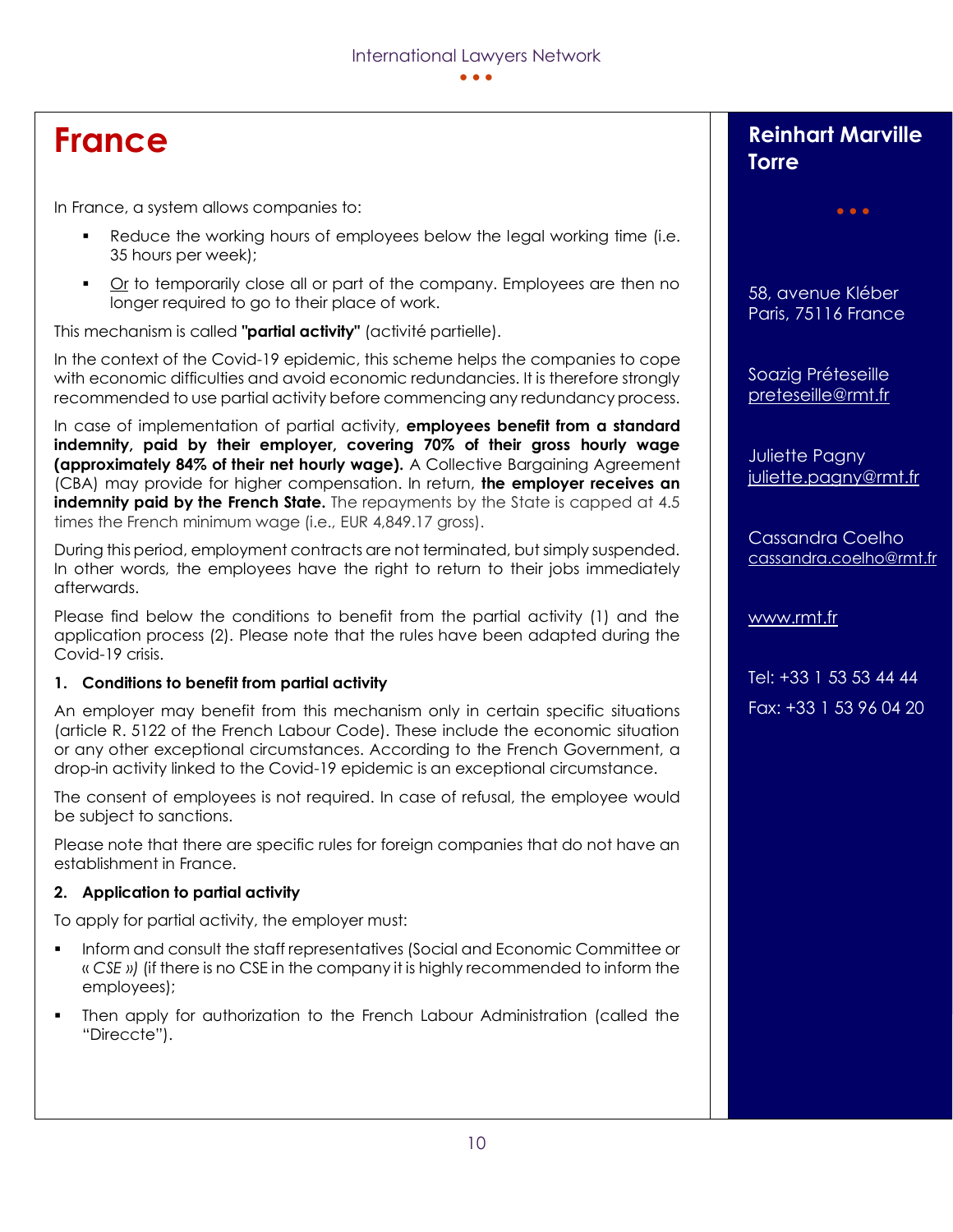# France

In France, a system allows companies to:

- Reduce the working hours of employees below the legal working time (i.e. 35 hours per week);
- Or to temporarily close all or part of the company. Employees are then no longer required to go to their place of work.

This mechanism is called **"partial activity"** (activité partielle).

In the context of the Covid-19 epidemic, this scheme helps the companies to cope with economic difficulties and avoid economic redundancies. It is therefore strongly recommended to use partial activity before commencing any redundancy process.

In case of implementation of partial activity, **employees benefit from a standard indemnity, paid by their employer, covering 70% of their gross hourly wage (approximately 84% of their net hourly wage).** A Collective Bargaining Agreement (CBA) may provide for higher compensation. In return, **the employer receives an indemnity paid by the French State.** The repayments by the State is capped at 4.5 times the French minimum wage (i.e., EUR 4,849.17 gross).

During this period, employment contracts are not terminated, but simply suspended. In other words, the employees have the right to return to their jobs immediately afterwards.

Please find below the conditions to benefit from the partial activity (1) and the application process (2). Please note that the rules have been adapted during the Covid-19 crisis.

### 1. Conditions to benefit from partial activity

An employer may benefit from this mechanism only in certain specific situations (article R. 5122 of the French Labour Code). These include the economic situation or any other exceptional circumstances. According to the French Government, a drop-in activity linked to the Covid-19 epidemic is an exceptional circumstance.

The consent of employees is not required. In case of refusal, the employee would be subject to sanctions.

Please note that there are specific rules for foreign companies that do not have an establishment in France.

### 2. Application to partial activity

To apply for partial activity, the employer must:

- Inform and consult the staff representatives (Social and Economic Committee or « *CSE* ») (if there is no CSE in the company it is highly recommended to inform the employees);
- Then apply for authorization to the French Labour Administration (called the "Direccte").

**Reinhart Marville Torre**

58, avenue Kléber
Paris, 75116 France

Soazig Préteseille
preteseille@rmt.fr

Juliette Pagny
juliette.pagny@rmt.fr

Cassandra Coelho
cassandra.coelho@rmt.fr

www.rmt.fr

Tel: +33 1 53 53 44 44

Fax: +33 1 53 96 04 20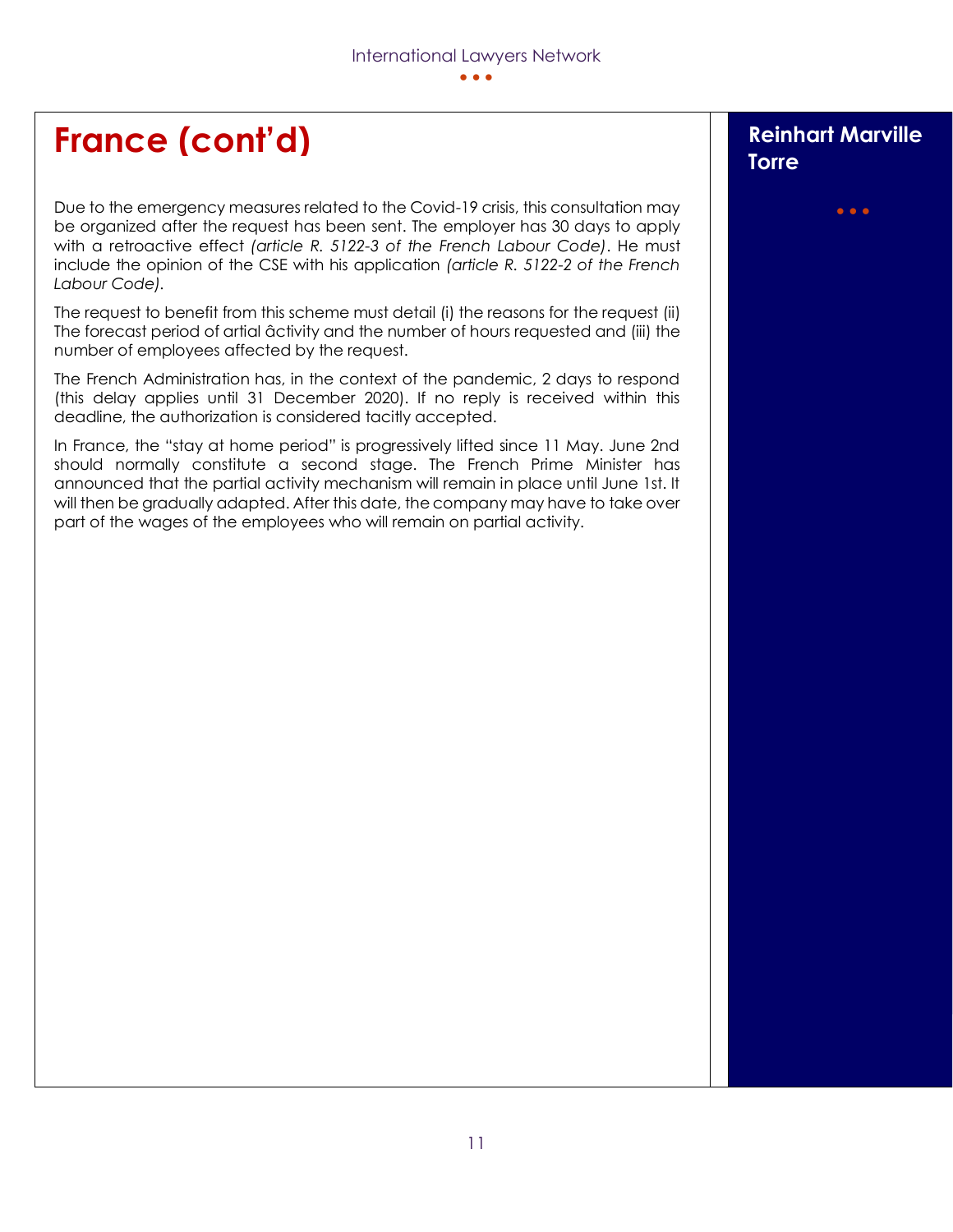# France (cont'd)

**Reinhart Marville Torre**

Due to the emergency measures related to the Covid-19 crisis, this consultation may be organized after the request has been sent. The employer has 30 days to apply with a retroactive effect *(article R. 5122-3 of the French Labour Code)*. He must include the opinion of the CSE with his application *(article R. 5122-2 of the French Labour Code)*.

The request to benefit from this scheme must detail (i) the reasons for the request (ii) The forecast period of artial âctivity and the number of hours requested and (iii) the number of employees affected by the request.

The French Administration has, in the context of the pandemic, 2 days to respond (this delay applies until 31 December 2020). If no reply is received within this deadline, the authorization is considered tacitly accepted.

In France, the "stay at home period" is progressively lifted since 11 May. June 2nd should normally constitute a second stage. The French Prime Minister has announced that the partial activity mechanism will remain in place until June 1st. It will then be gradually adapted. After this date, the company may have to take over part of the wages of the employees who will remain on partial activity.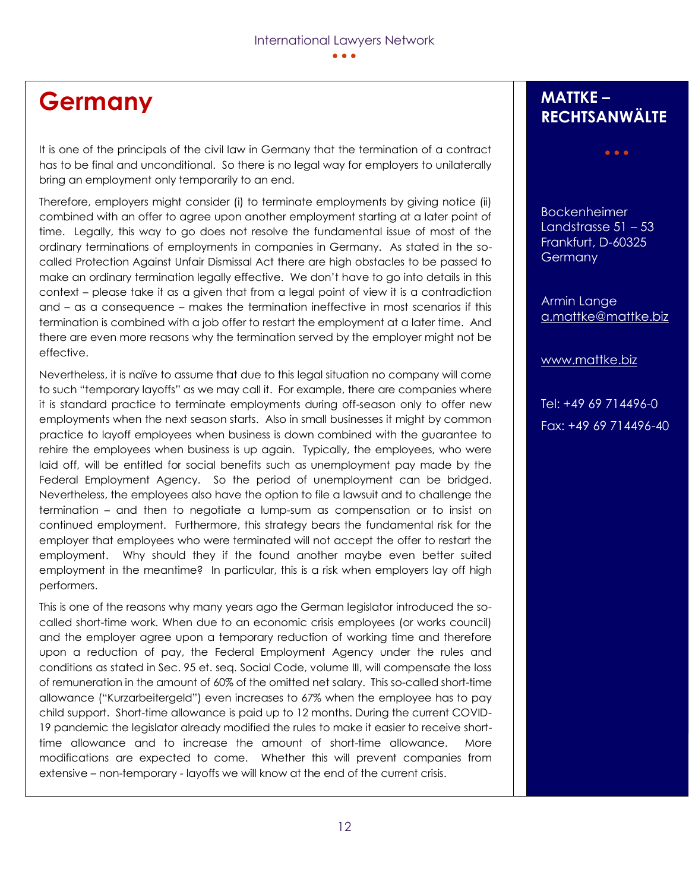# Germany

It is one of the principals of the civil law in Germany that the termination of a contract has to be final and unconditional. So there is no legal way for employers to unilaterally bring an employment only temporarily to an end.

Therefore, employers might consider (i) to terminate employments by giving notice (ii) combined with an offer to agree upon another employment starting at a later point of time. Legally, this way to go does not resolve the fundamental issue of most of the ordinary terminations of employments in companies in Germany. As stated in the so-called Protection Against Unfair Dismissal Act there are high obstacles to be passed to make an ordinary termination legally effective. We don't have to go into details in this context – please take it as a given that from a legal point of view it is a contradiction and – as a consequence – makes the termination ineffective in most scenarios if this termination is combined with a job offer to restart the employment at a later time. And there are even more reasons why the termination served by the employer might not be effective.

Nevertheless, it is naïve to assume that due to this legal situation no company will come to such "temporary layoffs" as we may call it. For example, there are companies where it is standard practice to terminate employments during off-season only to offer new employments when the next season starts. Also in small businesses it might by common practice to layoff employees when business is down combined with the guarantee to rehire the employees when business is up again. Typically, the employees, who were laid off, will be entitled for social benefits such as unemployment pay made by the Federal Employment Agency. So the period of unemployment can be bridged. Nevertheless, the employees also have the option to file a lawsuit and to challenge the termination – and then to negotiate a lump-sum as compensation or to insist on continued employment. Furthermore, this strategy bears the fundamental risk for the employer that employees who were terminated will not accept the offer to restart the employment. Why should they if the found another maybe even better suited employment in the meantime? In particular, this is a risk when employers lay off high performers.

This is one of the reasons why many years ago the German legislator introduced the so-called short-time work. When due to an economic crisis employees (or works council) and the employer agree upon a temporary reduction of working time and therefore upon a reduction of pay, the Federal Employment Agency under the rules and conditions as stated in Sec. 95 et. seq. Social Code, volume III, will compensate the loss of remuneration in the amount of 60% of the omitted net salary. This so-called short-time allowance ("Kurzarbeitergeld") even increases to 67% when the employee has to pay child support. Short-time allowance is paid up to 12 months. During the current COVID-19 pandemic the legislator already modified the rules to make it easier to receive short-time allowance and to increase the amount of short-time allowance. More modifications are expected to come. Whether this will prevent companies from extensive – non-temporary - layoffs we will know at the end of the current crisis.

## MATTKE – RECHTSANWÄLTE

Bockenheimer Landstrasse 51 – 53
Frankfurt, D-60325
Germany

Armin Lange
a.mattke@mattke.biz

www.mattke.biz

Tel: +49 69 714496-0

Fax: +49 69 714496-40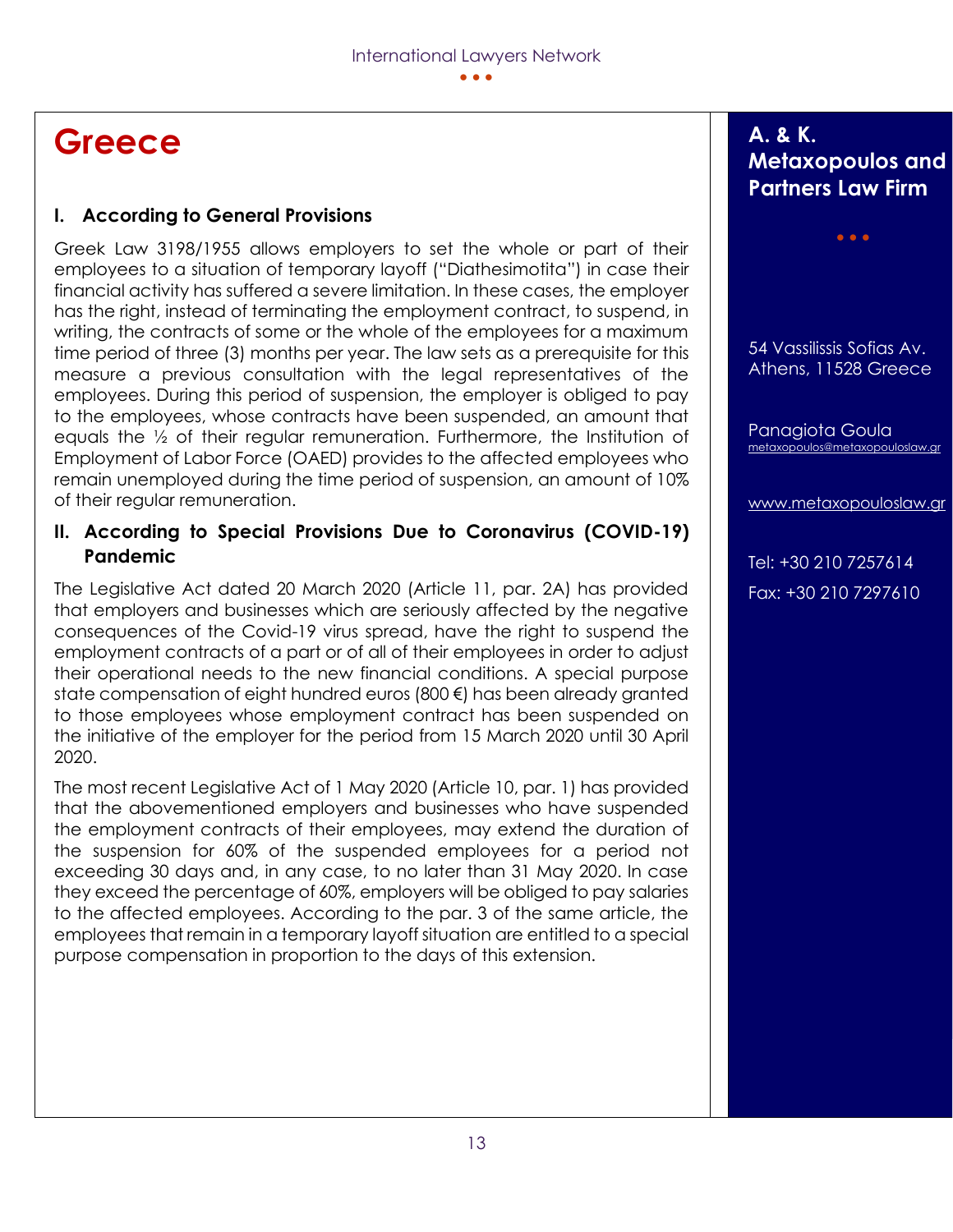# Greece

## I. According to General Provisions

Greek Law 3198/1955 allows employers to set the whole or part of their employees to a situation of temporary layoff ("Diathesimotita") in case their financial activity has suffered a severe limitation. In these cases, the employer has the right, instead of terminating the employment contract, to suspend, in writing, the contracts of some or the whole of the employees for a maximum time period of three (3) months per year. The law sets as a prerequisite for this measure a previous consultation with the legal representatives of the employees. During this period of suspension, the employer is obliged to pay to the employees, whose contracts have been suspended, an amount that equals the ½ of their regular remuneration. Furthermore, the Institution of Employment of Labor Force (OAED) provides to the affected employees who remain unemployed during the time period of suspension, an amount of 10% of their regular remuneration.

## II. According to Special Provisions Due to Coronavirus (COVID-19) Pandemic

The Legislative Act dated 20 March 2020 (Article 11, par. 2A) has provided that employers and businesses which are seriously affected by the negative consequences of the Covid-19 virus spread, have the right to suspend the employment contracts of a part or of all of their employees in order to adjust their operational needs to the new financial conditions. A special purpose state compensation of eight hundred euros (800 €) has been already granted to those employees whose employment contract has been suspended on the initiative of the employer for the period from 15 March 2020 until 30 April 2020.

The most recent Legislative Act of 1 May 2020 (Article 10, par. 1) has provided that the abovementioned employers and businesses who have suspended the employment contracts of their employees, may extend the duration of the suspension for 60% of the suspended employees for a period not exceeding 30 days and, in any case, to no later than 31 May 2020. In case they exceed the percentage of 60%, employers will be obliged to pay salaries to the affected employees. According to the par. 3 of the same article, the employees that remain in a temporary layoff situation are entitled to a special purpose compensation in proportion to the days of this extension.

**A. & K. Metaxopoulos and Partners Law Firm**

54 Vassilissis Sofias Av.
Athens, 11528 Greece

Panagiota Goula
metaxopoulos@metaxopouloslaw.gr

www.metaxopouloslaw.gr

Tel: +30 210 7257614
Fax: +30 210 7297610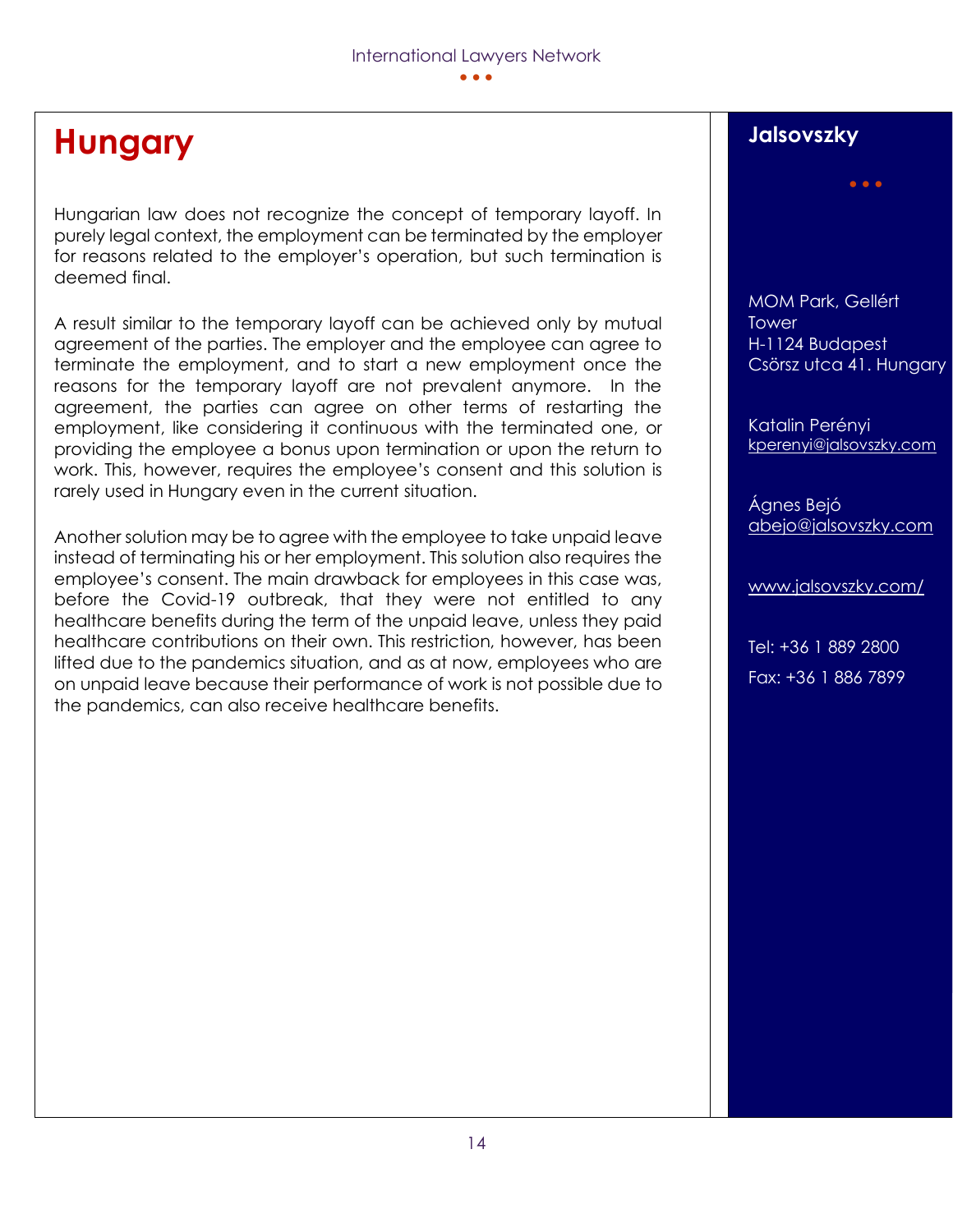# Hungary

Hungarian law does not recognize the concept of temporary layoff. In purely legal context, the employment can be terminated by the employer for reasons related to the employer's operation, but such termination is deemed final.

A result similar to the temporary layoff can be achieved only by mutual agreement of the parties. The employer and the employee can agree to terminate the employment, and to start a new employment once the reasons for the temporary layoff are not prevalent anymore. In the agreement, the parties can agree on other terms of restarting the employment, like considering it continuous with the terminated one, or providing the employee a bonus upon termination or upon the return to work. This, however, requires the employee's consent and this solution is rarely used in Hungary even in the current situation.

Another solution may be to agree with the employee to take unpaid leave instead of terminating his or her employment. This solution also requires the employee's consent. The main drawback for employees in this case was, before the Covid-19 outbreak, that they were not entitled to any healthcare benefits during the term of the unpaid leave, unless they paid healthcare contributions on their own. This restriction, however, has been lifted due to the pandemics situation, and as at now, employees who are on unpaid leave because their performance of work is not possible due to the pandemics, can also receive healthcare benefits.

**Jalsovszky**

MOM Park, Gellért Tower
H-1124 Budapest
Csörsz utca 41. Hungary

Katalin Perényi
kperenyi@jalsovszky.com

Ágnes Bejó
abejo@jalsovszky.com

www.jalsovszky.com/

Tel: +36 1 889 2800

Fax: +36 1 886 7899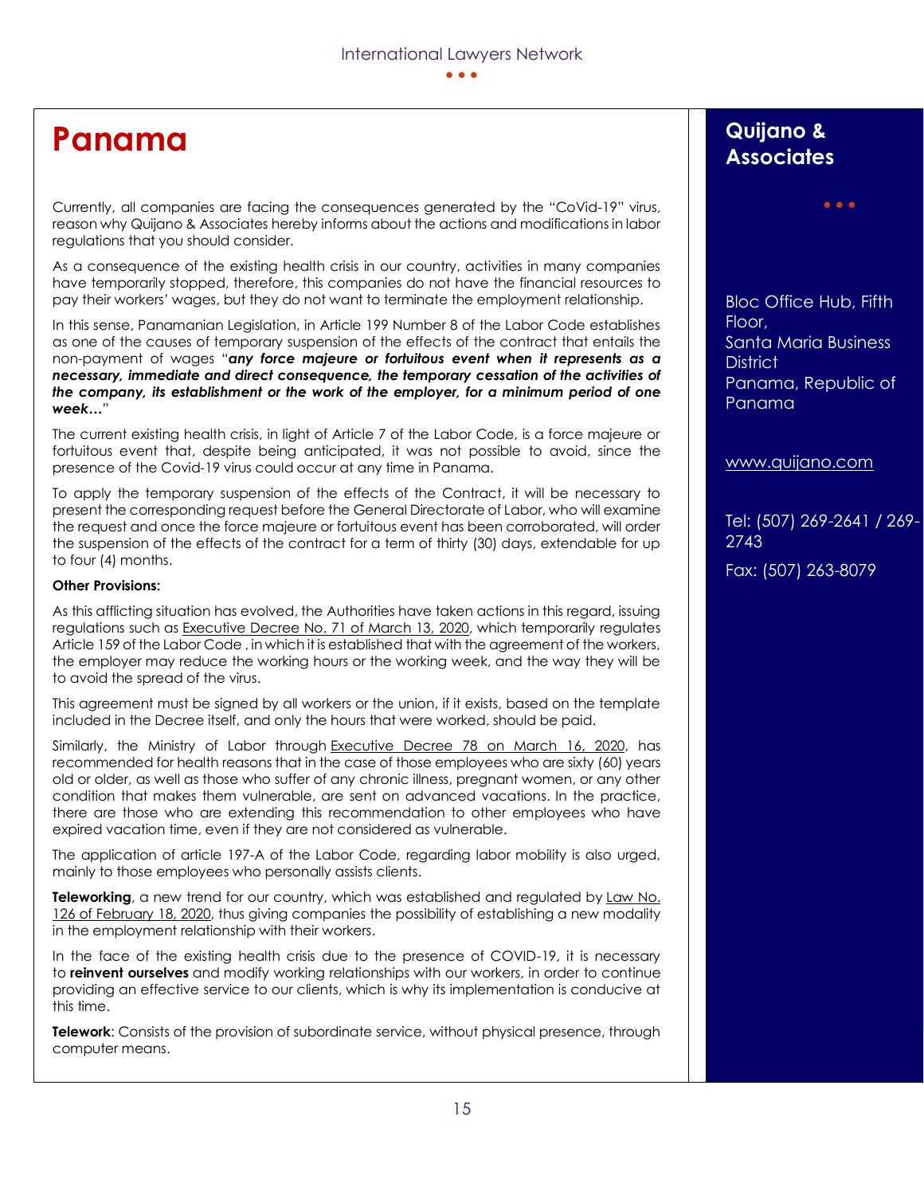# Panama

Currently, all companies are facing the consequences generated by the "CoVid-19" virus, reason why Quijano & Associates hereby informs about the actions and modifications in labor regulations that you should consider.

As a consequence of the existing health crisis in our country, activities in many companies have temporarily stopped, therefore, this companies do not have the financial resources to pay their workers' wages, but they do not want to terminate the employment relationship.

In this sense, Panamanian Legislation, in Article 199 Number 8 of the Labor Code establishes as one of the causes of temporary suspension of the effects of the contract that entails the non-payment of wages "***any force majeure or fortuitous event when it represents as a necessary, immediate and direct consequence, the temporary cessation of the activities of the company, its establishment or the work of the employer, for a minimum period of one week…***"

The current existing health crisis, in light of Article 7 of the Labor Code, is a force majeure or fortuitous event that, despite being anticipated, it was not possible to avoid, since the presence of the Covid-19 virus could occur at any time in Panama.

To apply the temporary suspension of the effects of the Contract, it will be necessary to present the corresponding request before the General Directorate of Labor, who will examine the request and once the force majeure or fortuitous event has been corroborated, will order the suspension of the effects of the contract for a term of thirty (30) days, extendable for up to four (4) months.

**Other Provisions:**

As this afflicting situation has evolved, the Authorities have taken actions in this regard, issuing regulations such as Executive Decree No. 71 of March 13, 2020, which temporarily regulates Article 159 of the Labor Code , in which it is established that with the agreement of the workers, the employer may reduce the working hours or the working week, and the way they will be to avoid the spread of the virus.

This agreement must be signed by all workers or the union, if it exists, based on the template included in the Decree itself, and only the hours that were worked, should be paid.

Similarly, the Ministry of Labor through Executive Decree 78 on March 16, 2020, has recommended for health reasons that in the case of those employees who are sixty (60) years old or older, as well as those who suffer of any chronic illness, pregnant women, or any other condition that makes them vulnerable, are sent on advanced vacations. In the practice, there are those who are extending this recommendation to other employees who have expired vacation time, even if they are not considered as vulnerable.

The application of article 197-A of the Labor Code, regarding labor mobility is also urged, mainly to those employees who personally assists clients.

**Teleworking**, a new trend for our country, which was established and regulated by Law No. 126 of February 18, 2020, thus giving companies the possibility of establishing a new modality in the employment relationship with their workers.

In the face of the existing health crisis due to the presence of COVID-19, it is necessary to **reinvent ourselves** and modify working relationships with our workers, in order to continue providing an effective service to our clients, which is why its implementation is conducive at this time.

**Telework**: Consists of the provision of subordinate service, without physical presence, through computer means.

## Quijano & Associates

Bloc Office Hub, Fifth Floor,
Santa Maria Business District
Panama, Republic of Panama

www.quijano.com

Tel: (507) 269-2641 / 269-2743

Fax: (507) 263-8079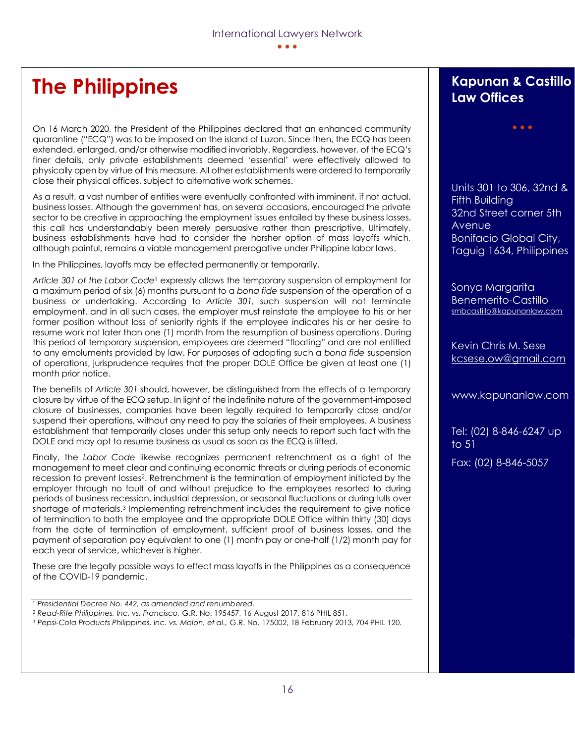# The Philippines

On 16 March 2020, the President of the Philippines declared that an enhanced community quarantine ("ECQ") was to be imposed on the island of Luzon. Since then, the ECQ has been extended, enlarged, and/or otherwise modified invariably. Regardless, however, of the ECQ's finer details, only private establishments deemed 'essential' were effectively allowed to physically open by virtue of this measure. All other establishments were ordered to temporarily close their physical offices, subject to alternative work schemes.

As a result, a vast number of entities were eventually confronted with imminent, if not actual, business losses. Although the government has, on several occasions, encouraged the private sector to be creative in approaching the employment issues entailed by these business losses, this call has understandably been merely persuasive rather than prescriptive. Ultimately, business establishments have had to consider the harsher option of mass layoffs which, although painful, remains a viable management prerogative under Philippine labor laws.

In the Philippines, layoffs may be effected permanently or temporarily.

*Article 301 of the Labor Code*[1] expressly allows the temporary suspension of employment for a maximum period of six (6) months pursuant to a *bona fide* suspension of the operation of a business or undertaking. According to *Article 301,* such suspension will not terminate employment, and in all such cases, the employer must reinstate the employee to his or her former position without loss of seniority rights if the employee indicates his or her desire to resume work not later than one (1) month from the resumption of business operations. During this period of temporary suspension, employees are deemed "floating" and are not entitled to any emoluments provided by law. For purposes of adopting such a *bona fide* suspension of operations, jurisprudence requires that the proper DOLE Office be given at least one (1) month prior notice.

The benefits of *Article 301* should, however, be distinguished from the effects of a temporary closure by virtue of the ECQ setup. In light of the indefinite nature of the government-imposed closure of businesses, companies have been legally required to temporarily close and/or suspend their operations, without any need to pay the salaries of their employees. A business establishment that temporarily closes under this setup only needs to report such fact with the DOLE and may opt to resume business as usual as soon as the ECQ is lifted.

Finally, the *Labor Code* likewise recognizes permanent retrenchment as a right of the management to meet clear and continuing economic threats or during periods of economic recession to prevent losses[2]. Retrenchment is the termination of employment initiated by the employer through no fault of and without prejudice to the employees resorted to during periods of business recession, industrial depression, or seasonal fluctuations or during lulls over shortage of materials.[3] Implementing retrenchment includes the requirement to give notice of termination to both the employee and the appropriate DOLE Office within thirty (30) days from the date of termination of employment, sufficient proof of business losses, and the payment of separation pay equivalent to one (1) month pay or one-half (1/2) month pay for each year of service, whichever is higher.

These are the legally possible ways to effect mass layoffs in the Philippines as a consequence of the COVID-19 pandemic.

---

[1] *Presidential Decree No. 442, as amended and renumbered.*

[2] *Read-Rite Philippines, Inc. vs. Francisco,* G.R. No. 195457, 16 August 2017, 816 PHIL 851.

[3] *Pepsi-Cola Products Philippines, Inc. vs. Molon, et al.,* G.R. No. 175002, 18 February 2013, 704 PHIL 120.

## Kapunan & Castillo Law Offices

Units 301 to 306, 32nd & Fifth Building
32nd Street corner 5th Avenue
Bonifacio Global City, Taguig 1634, Philippines

Sonya Margarita Benemerito-Castillo
smbcastillo@kapunanlaw.com

Kevin Chris M. Sese
kcsese.ow@gmail.com

www.kapunanlaw.com

Tel: (02) 8-846-6247 up to 51

Fax: (02) 8-846-5057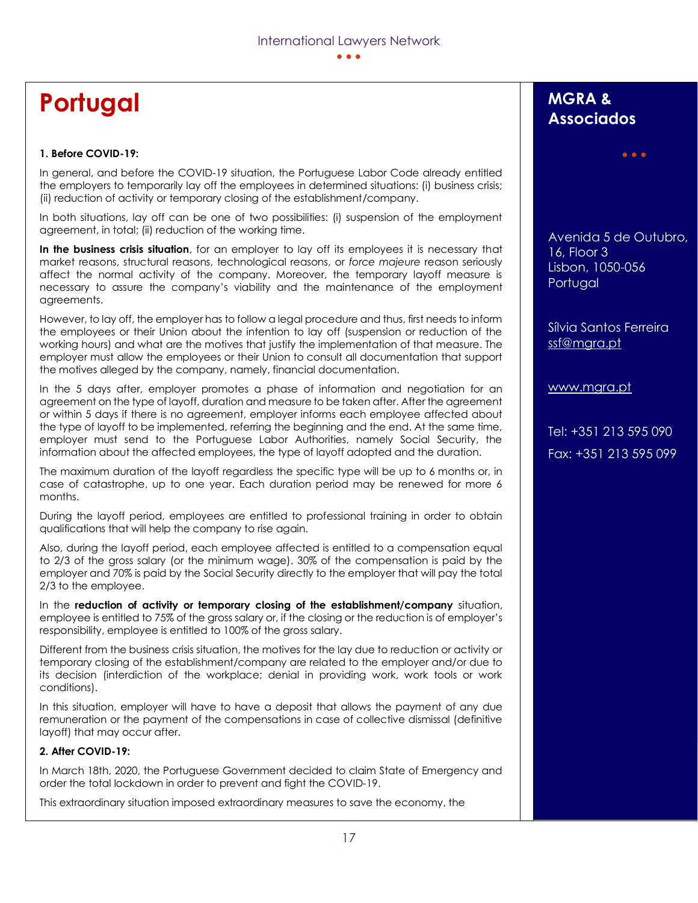# Portugal

**1. Before COVID-19:**

In general, and before the COVID-19 situation, the Portuguese Labor Code already entitled the employers to temporarily lay off the employees in determined situations: (i) business crisis; (ii) reduction of activity or temporary closing of the establishment/company.

In both situations, lay off can be one of two possibilities: (i) suspension of the employment agreement, in total; (ii) reduction of the working time.

**In the business crisis situation**, for an employer to lay off its employees it is necessary that market reasons, structural reasons, technological reasons, or *force majeure* reason seriously affect the normal activity of the company. Moreover, the temporary layoff measure is necessary to assure the company's viability and the maintenance of the employment agreements.

However, to lay off, the employer has to follow a legal procedure and thus, first needs to inform the employees or their Union about the intention to lay off (suspension or reduction of the working hours) and what are the motives that justify the implementation of that measure. The employer must allow the employees or their Union to consult all documentation that support the motives alleged by the company, namely, financial documentation.

In the 5 days after, employer promotes a phase of information and negotiation for an agreement on the type of layoff, duration and measure to be taken after. After the agreement or within 5 days if there is no agreement, employer informs each employee affected about the type of layoff to be implemented, referring the beginning and the end. At the same time, employer must send to the Portuguese Labor Authorities, namely Social Security, the information about the affected employees, the type of layoff adopted and the duration.

The maximum duration of the layoff regardless the specific type will be up to 6 months or, in case of catastrophe, up to one year. Each duration period may be renewed for more 6 months.

During the layoff period, employees are entitled to professional training in order to obtain qualifications that will help the company to rise again.

Also, during the layoff period, each employee affected is entitled to a compensation equal to 2/3 of the gross salary (or the minimum wage). 30% of the compensation is paid by the employer and 70% is paid by the Social Security directly to the employer that will pay the total 2/3 to the employee.

In the **reduction of activity or temporary closing of the establishment/company** situation, employee is entitled to 75% of the gross salary or, if the closing or the reduction is of employer's responsibility, employee is entitled to 100% of the gross salary.

Different from the business crisis situation, the motives for the lay due to reduction or activity or temporary closing of the establishment/company are related to the employer and/or due to its decision (interdiction of the workplace; denial in providing work, work tools or work conditions).

In this situation, employer will have to have a deposit that allows the payment of any due remuneration or the payment of the compensations in case of collective dismissal (definitive layoff) that may occur after.

**2. After COVID-19:**

In March 18th, 2020, the Portuguese Government decided to claim State of Emergency and order the total lockdown in order to prevent and fight the COVID-19.

This extraordinary situation imposed extraordinary measures to save the economy, the

**MGRA & Associados**

Avenida 5 de Outubro, 16, Floor 3
Lisbon, 1050-056
Portugal

Sílvia Santos Ferreira
ssf@mgra.pt

www.mgra.pt

Tel: +351 213 595 090

Fax: +351 213 595 099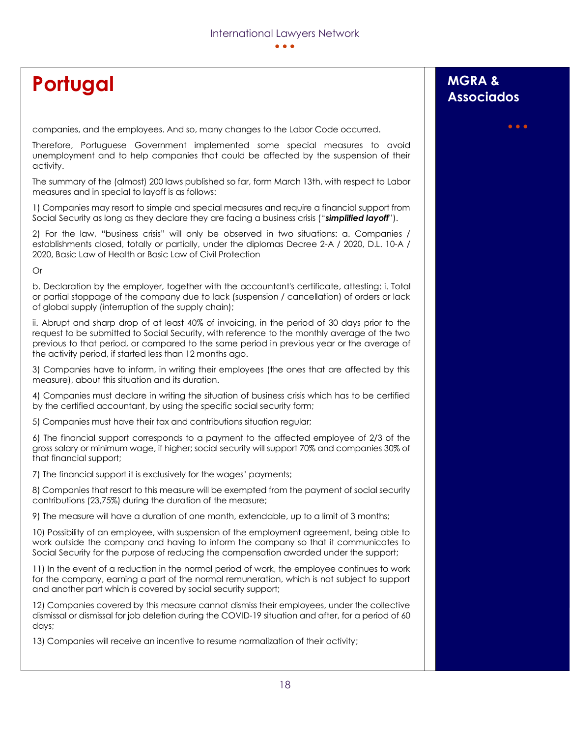# Portugal

## MGRA & Associados

companies, and the employees. And so, many changes to the Labor Code occurred.

Therefore, Portuguese Government implemented some special measures to avoid unemployment and to help companies that could be affected by the suspension of their activity.

The summary of the (almost) 200 laws published so far, form March 13th, with respect to Labor measures and in special to layoff is as follows:

1) Companies may resort to simple and special measures and require a financial support from Social Security as long as they declare they are facing a business crisis ("***simplified layoff***").

2) For the law, "business crisis" will only be observed in two situations: a. Companies / establishments closed, totally or partially, under the diplomas Decree 2-A / 2020, D.L. 10-A / 2020, Basic Law of Health or Basic Law of Civil Protection

Or

b. Declaration by the employer, together with the accountant's certificate, attesting: i. Total or partial stoppage of the company due to lack (suspension / cancellation) of orders or lack of global supply (interruption of the supply chain);

ii. Abrupt and sharp drop of at least 40% of invoicing, in the period of 30 days prior to the request to be submitted to Social Security, with reference to the monthly average of the two previous to that period, or compared to the same period in previous year or the average of the activity period, if started less than 12 months ago.

3) Companies have to inform, in writing their employees (the ones that are affected by this measure), about this situation and its duration.

4) Companies must declare in writing the situation of business crisis which has to be certified by the certified accountant, by using the specific social security form;

5) Companies must have their tax and contributions situation regular;

6) The financial support corresponds to a payment to the affected employee of 2/3 of the gross salary or minimum wage, if higher; social security will support 70% and companies 30% of that financial support;

7) The financial support it is exclusively for the wages' payments;

8) Companies that resort to this measure will be exempted from the payment of social security contributions (23,75%) during the duration of the measure;

9) The measure will have a duration of one month, extendable, up to a limit of 3 months;

10) Possibility of an employee, with suspension of the employment agreement, being able to work outside the company and having to inform the company so that it communicates to Social Security for the purpose of reducing the compensation awarded under the support;

11) In the event of a reduction in the normal period of work, the employee continues to work for the company, earning a part of the normal remuneration, which is not subject to support and another part which is covered by social security support;

12) Companies covered by this measure cannot dismiss their employees, under the collective dismissal or dismissal for job deletion during the COVID-19 situation and after, for a period of 60 days;

13) Companies will receive an incentive to resume normalization of their activity;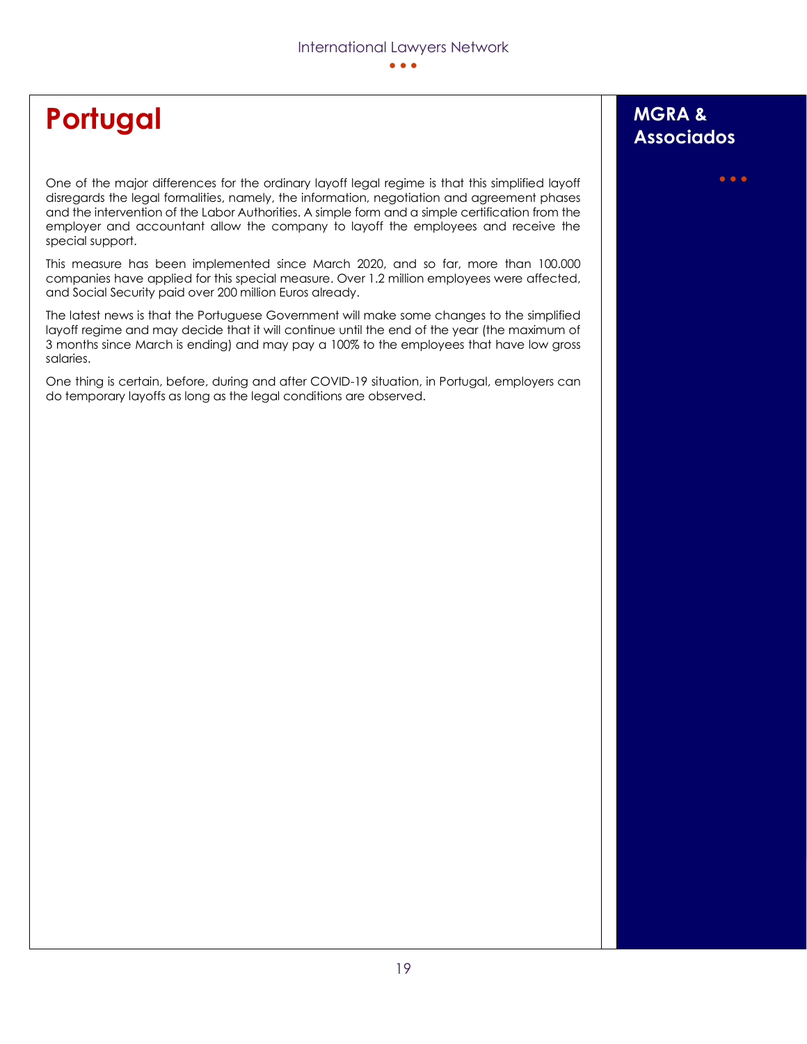# Portugal

## MGRA & Associados

One of the major differences for the ordinary layoff legal regime is that this simplified layoff disregards the legal formalities, namely, the information, negotiation and agreement phases and the intervention of the Labor Authorities. A simple form and a simple certification from the employer and accountant allow the company to layoff the employees and receive the special support.

This measure has been implemented since March 2020, and so far, more than 100.000 companies have applied for this special measure. Over 1.2 million employees were affected, and Social Security paid over 200 million Euros already.

The latest news is that the Portuguese Government will make some changes to the simplified layoff regime and may decide that it will continue until the end of the year (the maximum of 3 months since March is ending) and may pay a 100% to the employees that have low gross salaries.

One thing is certain, before, during and after COVID-19 situation, in Portugal, employers can do temporary layoffs as long as the legal conditions are observed.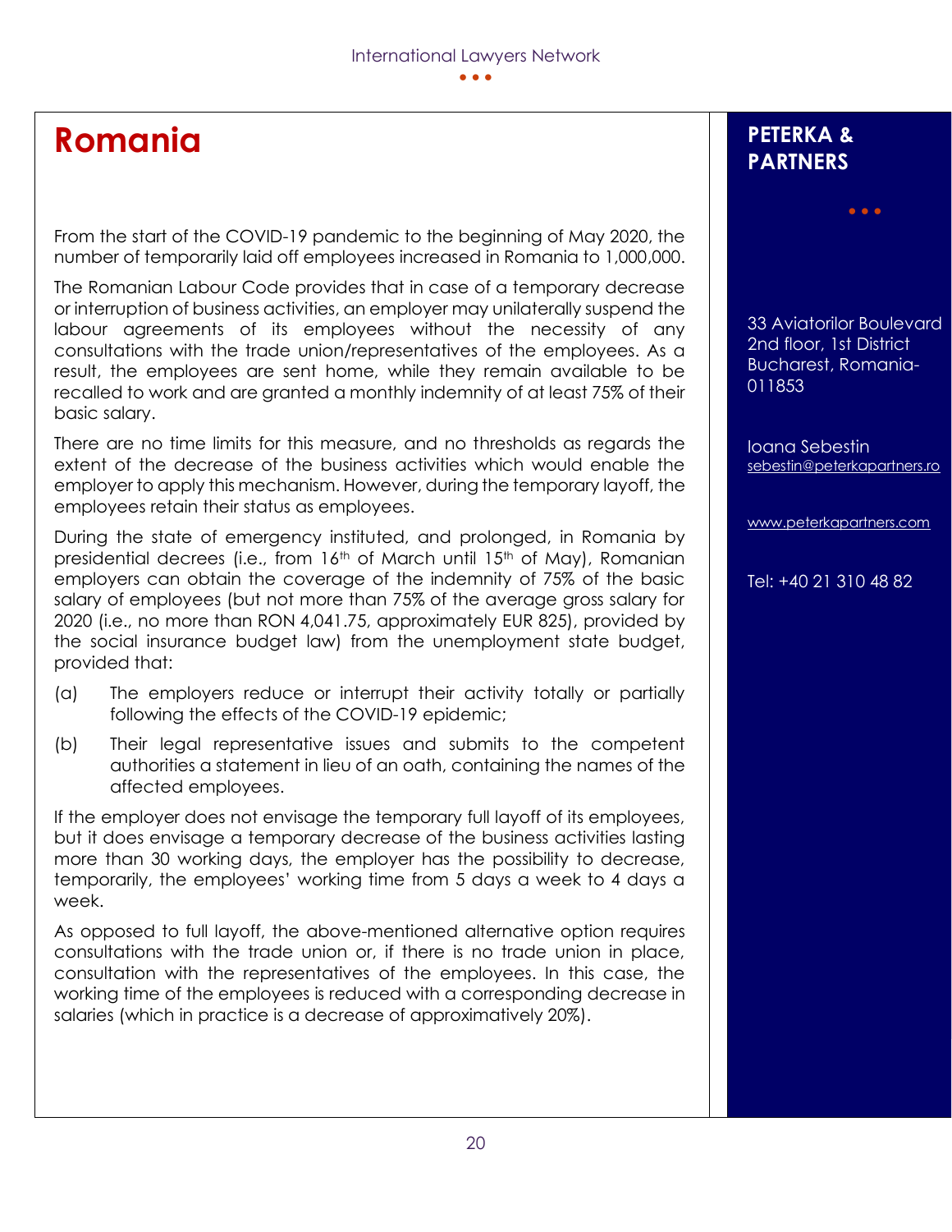# Romania

From the start of the COVID-19 pandemic to the beginning of May 2020, the number of temporarily laid off employees increased in Romania to 1,000,000.

The Romanian Labour Code provides that in case of a temporary decrease or interruption of business activities, an employer may unilaterally suspend the labour agreements of its employees without the necessity of any consultations with the trade union/representatives of the employees. As a result, the employees are sent home, while they remain available to be recalled to work and are granted a monthly indemnity of at least 75% of their basic salary.

There are no time limits for this measure, and no thresholds as regards the extent of the decrease of the business activities which would enable the employer to apply this mechanism. However, during the temporary layoff, the employees retain their status as employees.

During the state of emergency instituted, and prolonged, in Romania by presidential decrees (i.e., from 16th of March until 15th of May), Romanian employers can obtain the coverage of the indemnity of 75% of the basic salary of employees (but not more than 75% of the average gross salary for 2020 (i.e., no more than RON 4,041.75, approximately EUR 825), provided by the social insurance budget law) from the unemployment state budget, provided that:

(a) The employers reduce or interrupt their activity totally or partially following the effects of the COVID-19 epidemic;

(b) Their legal representative issues and submits to the competent authorities a statement in lieu of an oath, containing the names of the affected employees.

If the employer does not envisage the temporary full layoff of its employees, but it does envisage a temporary decrease of the business activities lasting more than 30 working days, the employer has the possibility to decrease, temporarily, the employees' working time from 5 days a week to 4 days a week.

As opposed to full layoff, the above-mentioned alternative option requires consultations with the trade union or, if there is no trade union in place, consultation with the representatives of the employees. In this case, the working time of the employees is reduced with a corresponding decrease in salaries (which in practice is a decrease of approximatively 20%).

**PETERKA & PARTNERS**

33 Aviatorilor Boulevard
2nd floor, 1st District
Bucharest, Romania-011853

Ioana Sebestin
sebestin@peterkapartners.ro

www.peterkapartners.com

Tel: +40 21 310 48 82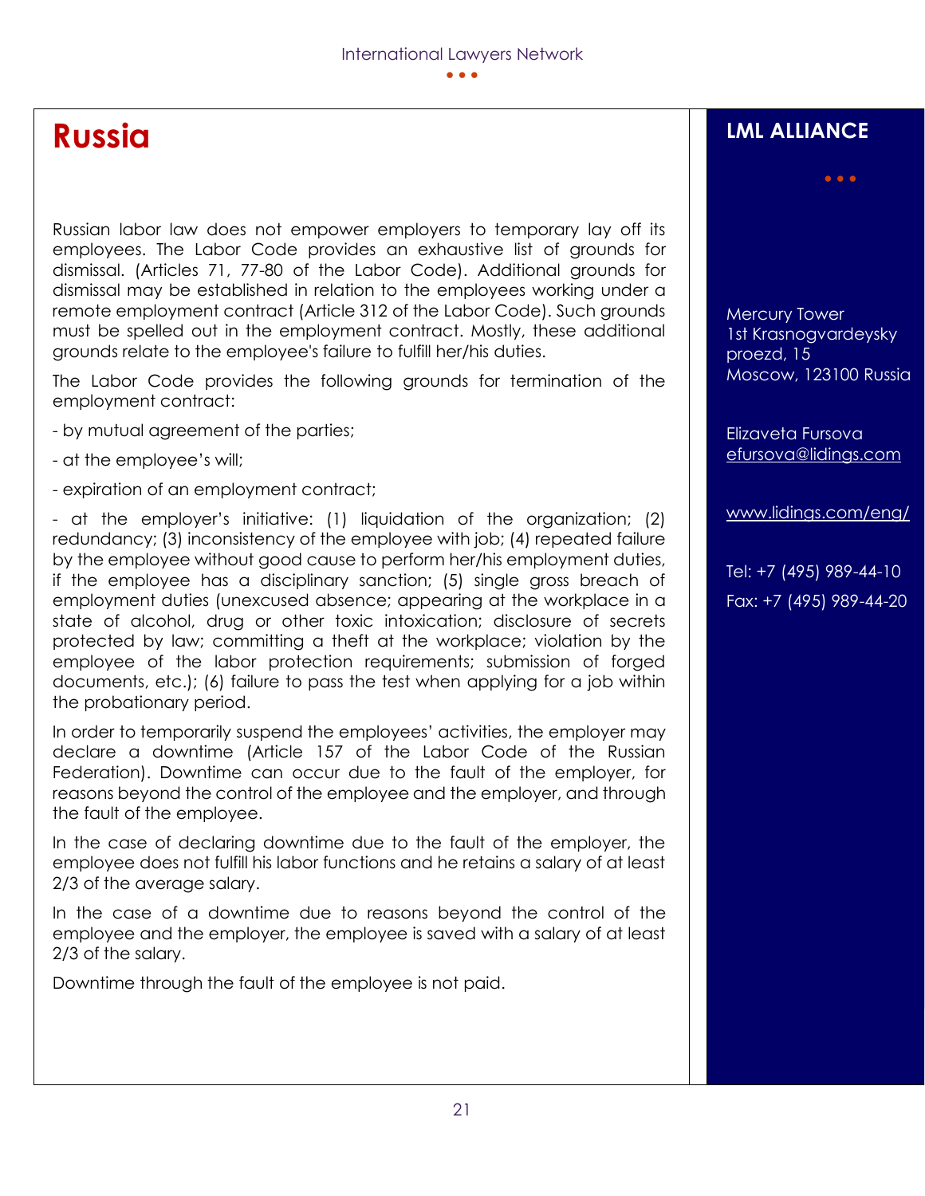# Russia

Russian labor law does not empower employers to temporary lay off its employees. The Labor Code provides an exhaustive list of grounds for dismissal. (Articles 71, 77-80 of the Labor Code). Additional grounds for dismissal may be established in relation to the employees working under a remote employment contract (Article 312 of the Labor Code). Such grounds must be spelled out in the employment contract. Mostly, these additional grounds relate to the employee's failure to fulfill her/his duties.

The Labor Code provides the following grounds for termination of the employment contract:

- by mutual agreement of the parties;

- at the employee's will;

- expiration of an employment contract;

- at the employer's initiative: (1) liquidation of the organization; (2) redundancy; (3) inconsistency of the employee with job; (4) repeated failure by the employee without good cause to perform her/his employment duties, if the employee has a disciplinary sanction; (5) single gross breach of employment duties (unexcused absence; appearing at the workplace in a state of alcohol, drug or other toxic intoxication; disclosure of secrets protected by law; committing a theft at the workplace; violation by the employee of the labor protection requirements; submission of forged documents, etc.); (6) failure to pass the test when applying for a job within the probationary period.

In order to temporarily suspend the employees' activities, the employer may declare a downtime (Article 157 of the Labor Code of the Russian Federation). Downtime can occur due to the fault of the employer, for reasons beyond the control of the employee and the employer, and through the fault of the employee.

In the case of declaring downtime due to the fault of the employer, the employee does not fulfill his labor functions and he retains a salary of at least 2/3 of the average salary.

In the case of a downtime due to reasons beyond the control of the employee and the employer, the employee is saved with a salary of at least 2/3 of the salary.

Downtime through the fault of the employee is not paid.

## LML ALLIANCE

Mercury Tower
1st Krasnogvardeysky proezd, 15
Moscow, 123100 Russia

Elizaveta Fursova
efursova@lidings.com

www.lidings.com/eng/

Tel: +7 (495) 989-44-10

Fax: +7 (495) 989-44-20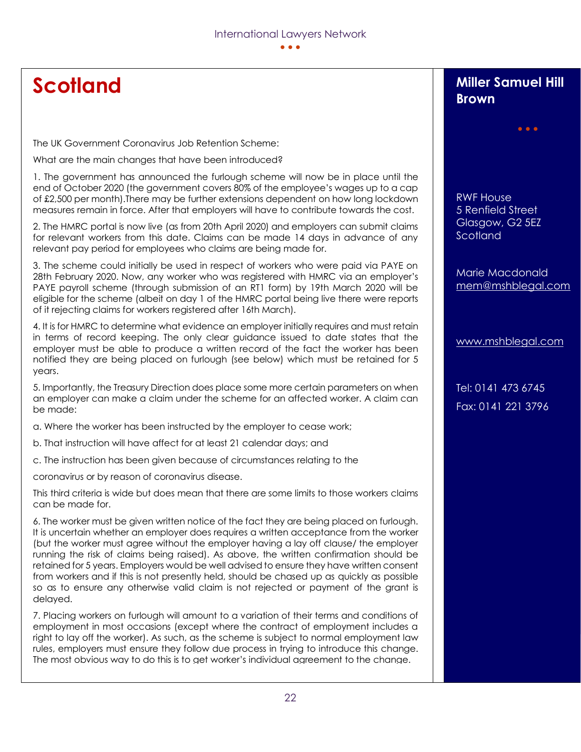# Scotland

**Miller Samuel Hill Brown**

RWF House
5 Renfield Street
Glasgow, G2 5EZ
Scotland

Marie Macdonald
mem@mshblegal.com

www.mshblegal.com

Tel: 0141 473 6745

Fax: 0141 221 3796

The UK Government Coronavirus Job Retention Scheme:

What are the main changes that have been introduced?

1. The government has announced the furlough scheme will now be in place until the end of October 2020 (the government covers 80% of the employee's wages up to a cap of £2,500 per month).There may be further extensions dependent on how long lockdown measures remain in force. After that employers will have to contribute towards the cost.

2. The HMRC portal is now live (as from 20th April 2020) and employers can submit claims for relevant workers from this date. Claims can be made 14 days in advance of any relevant pay period for employees who claims are being made for.

3. The scheme could initially be used in respect of workers who were paid via PAYE on 28th February 2020. Now, any worker who was registered with HMRC via an employer's PAYE payroll scheme (through submission of an RT1 form) by 19th March 2020 will be eligible for the scheme (albeit on day 1 of the HMRC portal being live there were reports of it rejecting claims for workers registered after 16th March).

4. It is for HMRC to determine what evidence an employer initially requires and must retain in terms of record keeping. The only clear guidance issued to date states that the employer must be able to produce a written record of the fact the worker has been notified they are being placed on furlough (see below) which must be retained for 5 years.

5. Importantly, the Treasury Direction does place some more certain parameters on when an employer can make a claim under the scheme for an affected worker. A claim can be made:

a. Where the worker has been instructed by the employer to cease work;

b. That instruction will have affect for at least 21 calendar days; and

c. The instruction has been given because of circumstances relating to the coronavirus or by reason of coronavirus disease.

This third criteria is wide but does mean that there are some limits to those workers claims can be made for.

6. The worker must be given written notice of the fact they are being placed on furlough. It is uncertain whether an employer does requires a written acceptance from the worker (but the worker must agree without the employer having a lay off clause/ the employer running the risk of claims being raised). As above, the written confirmation should be retained for 5 years. Employers would be well advised to ensure they have written consent from workers and if this is not presently held, should be chased up as quickly as possible so as to ensure any otherwise valid claim is not rejected or payment of the grant is delayed.

7. Placing workers on furlough will amount to a variation of their terms and conditions of employment in most occasions (except where the contract of employment includes a right to lay off the worker). As such, as the scheme is subject to normal employment law rules, employers must ensure they follow due process in trying to introduce this change. The most obvious way to do this is to get worker's individual agreement to the change.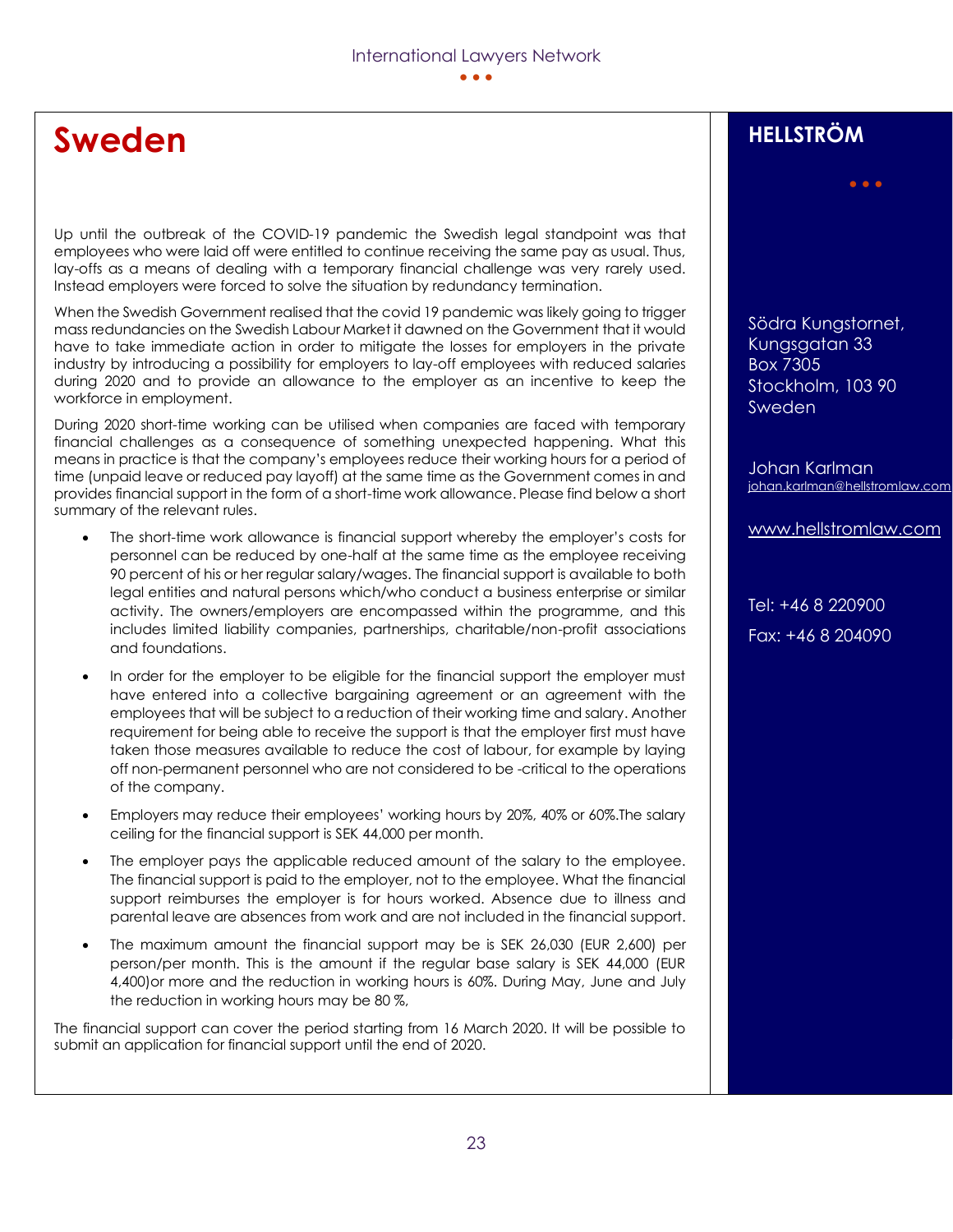# Sweden

Up until the outbreak of the COVID-19 pandemic the Swedish legal standpoint was that employees who were laid off were entitled to continue receiving the same pay as usual. Thus, lay-offs as a means of dealing with a temporary financial challenge was very rarely used. Instead employers were forced to solve the situation by redundancy termination.

When the Swedish Government realised that the covid 19 pandemic was likely going to trigger mass redundancies on the Swedish Labour Market it dawned on the Government that it would have to take immediate action in order to mitigate the losses for employers in the private industry by introducing a possibility for employers to lay-off employees with reduced salaries during 2020 and to provide an allowance to the employer as an incentive to keep the workforce in employment.

During 2020 short-time working can be utilised when companies are faced with temporary financial challenges as a consequence of something unexpected happening. What this means in practice is that the company's employees reduce their working hours for a period of time (unpaid leave or reduced pay layoff) at the same time as the Government comes in and provides financial support in the form of a short-time work allowance. Please find below a short summary of the relevant rules.

- The short-time work allowance is financial support whereby the employer's costs for personnel can be reduced by one-half at the same time as the employee receiving 90 percent of his or her regular salary/wages. The financial support is available to both legal entities and natural persons which/who conduct a business enterprise or similar activity. The owners/employers are encompassed within the programme, and this includes limited liability companies, partnerships, charitable/non-profit associations and foundations.
- In order for the employer to be eligible for the financial support the employer must have entered into a collective bargaining agreement or an agreement with the employees that will be subject to a reduction of their working time and salary. Another requirement for being able to receive the support is that the employer first must have taken those measures available to reduce the cost of labour, for example by laying off non-permanent personnel who are not considered to be -critical to the operations of the company.
- Employers may reduce their employees' working hours by 20%, 40% or 60%.The salary ceiling for the financial support is SEK 44,000 per month.
- The employer pays the applicable reduced amount of the salary to the employee. The financial support is paid to the employer, not to the employee. What the financial support reimburses the employer is for hours worked. Absence due to illness and parental leave are absences from work and are not included in the financial support.
- The maximum amount the financial support may be is SEK 26,030 (EUR 2,600) per person/per month. This is the amount if the regular base salary is SEK 44,000 (EUR 4,400)or more and the reduction in working hours is 60%. During May, June and July the reduction in working hours may be 80 %,

The financial support can cover the period starting from 16 March 2020. It will be possible to submit an application for financial support until the end of 2020.

**HELLSTRÖM**

Södra Kungstornet,
Kungsgatan 33
Box 7305
Stockholm, 103 90
Sweden

Johan Karlman
johan.karlman@hellstromlaw.com

www.hellstromlaw.com

Tel: +46 8 220900

Fax: +46 8 204090